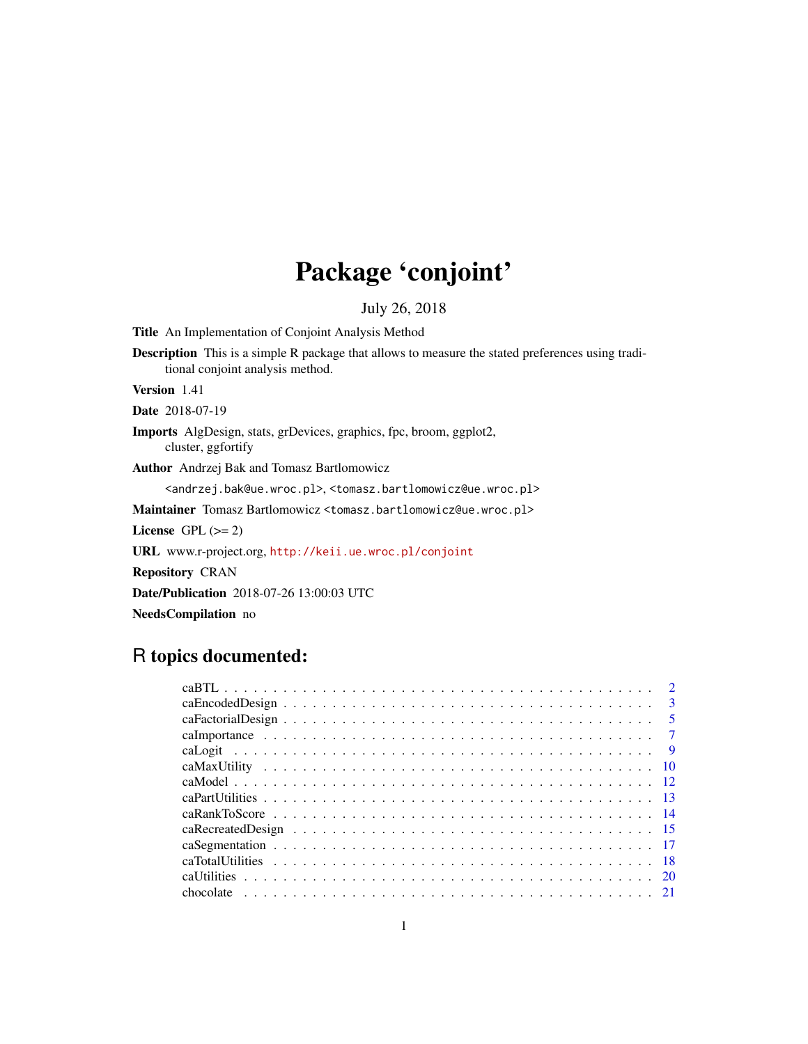# Package 'conjoint'

July 26, 2018

**Title** An Implementation of Conjoint Analysis Method

**Description** This is a simple R package that allows to measure the stated preferences using traditional conjoint analysis method.

**Version** 1.41

**Date** 2018-07-19

**Imports** AlgDesign, stats, grDevices, graphics, fpc, broom, ggplot2, cluster, ggfortify

**Author** Andrzej Bak and Tomasz Bartlomowicz
<andrzej.bak@ue.wroc.pl>, <tomasz.bartlomowicz@ue.wroc.pl>

**Maintainer** Tomasz Bartlomowicz <tomasz.bartlomowicz@ue.wroc.pl>

**License** GPL (>= 2)

**URL** www.r-project.org, http://keii.ue.wroc.pl/conjoint

**Repository** CRAN

**Date/Publication** 2018-07-26 13:00:03 UTC

**NeedsCompilation** no

## R topics documented:

- caBTL . . . . . . . . . . . . . . . . . . . . . . . . . . . . . . . . . . . . . . . . . . 2
- caEncodedDesign . . . . . . . . . . . . . . . . . . . . . . . . . . . . . . . . . . . . 3
- caFactorialDesign . . . . . . . . . . . . . . . . . . . . . . . . . . . . . . . . . . . . 5
- caImportance . . . . . . . . . . . . . . . . . . . . . . . . . . . . . . . . . . . . . . 7
- caLogit . . . . . . . . . . . . . . . . . . . . . . . . . . . . . . . . . . . . . . . . . 9
- caMaxUtility . . . . . . . . . . . . . . . . . . . . . . . . . . . . . . . . . . . . . . 10
- caModel . . . . . . . . . . . . . . . . . . . . . . . . . . . . . . . . . . . . . . . . 12
- caPartUtilities . . . . . . . . . . . . . . . . . . . . . . . . . . . . . . . . . . . . . 13
- caRankToScore . . . . . . . . . . . . . . . . . . . . . . . . . . . . . . . . . . . . . 14
- caRecreatedDesign . . . . . . . . . . . . . . . . . . . . . . . . . . . . . . . . . . . 15
- caSegmentation . . . . . . . . . . . . . . . . . . . . . . . . . . . . . . . . . . . . . 17
- caTotalUtilities . . . . . . . . . . . . . . . . . . . . . . . . . . . . . . . . . . . . . 18
- caUtilities . . . . . . . . . . . . . . . . . . . . . . . . . . . . . . . . . . . . . . . 20
- chocolate . . . . . . . . . . . . . . . . . . . . . . . . . . . . . . . . . . . . . . . . 21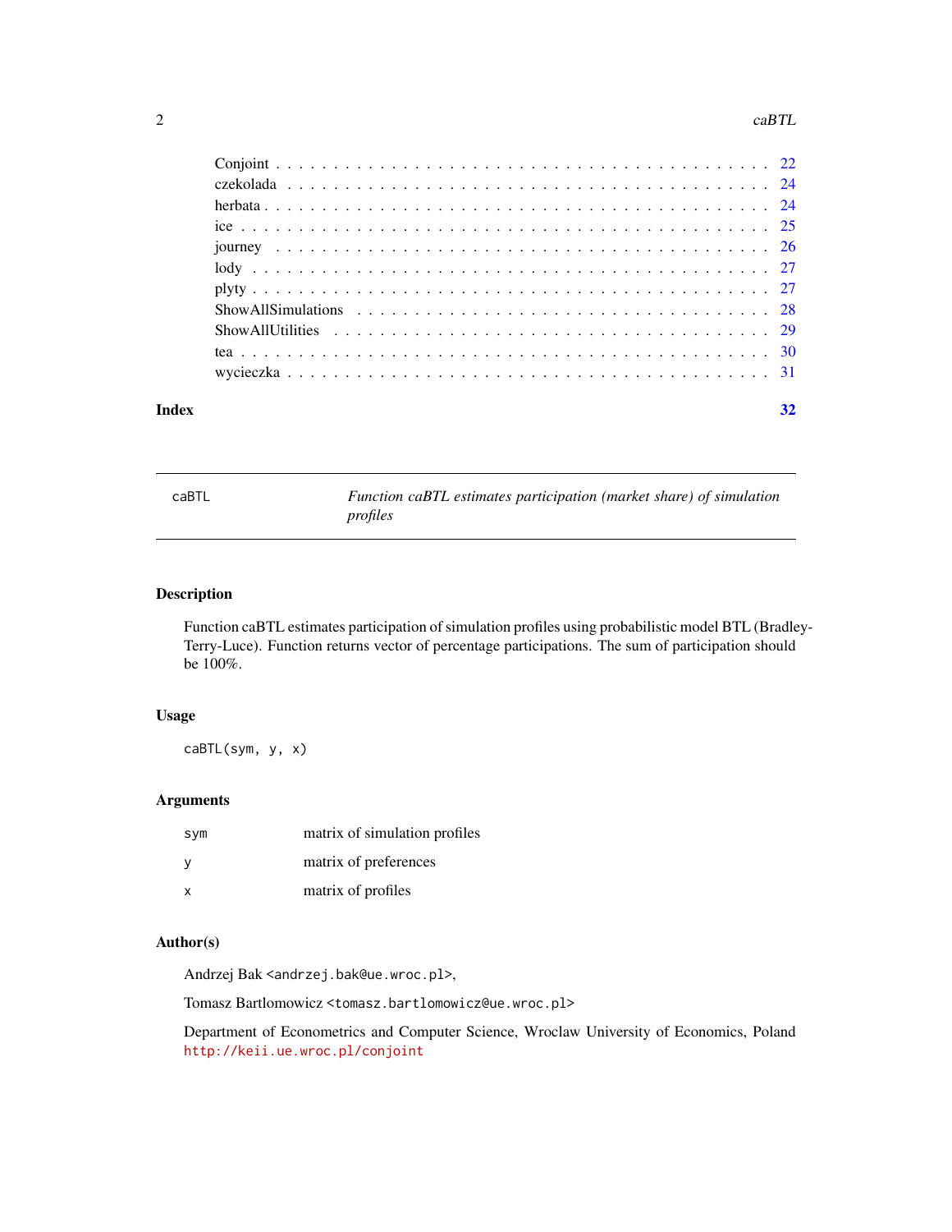Conjoint . . . . . . . . . . . . . . . . . . . . . . . . . . . . . . . . . . . . . . . . . . 22
czekolada . . . . . . . . . . . . . . . . . . . . . . . . . . . . . . . . . . . . . . . . . 24
herbata . . . . . . . . . . . . . . . . . . . . . . . . . . . . . . . . . . . . . . . . . . 24
ice . . . . . . . . . . . . . . . . . . . . . . . . . . . . . . . . . . . . . . . . . . . . 25
journey . . . . . . . . . . . . . . . . . . . . . . . . . . . . . . . . . . . . . . . . . 26
lody . . . . . . . . . . . . . . . . . . . . . . . . . . . . . . . . . . . . . . . . . . . 27
plyty . . . . . . . . . . . . . . . . . . . . . . . . . . . . . . . . . . . . . . . . . . . 27
ShowAllSimulations . . . . . . . . . . . . . . . . . . . . . . . . . . . . . . . . . . . . 28
ShowAllUtilities . . . . . . . . . . . . . . . . . . . . . . . . . . . . . . . . . . . . . 29
tea . . . . . . . . . . . . . . . . . . . . . . . . . . . . . . . . . . . . . . . . . . . . 30
wycieczka . . . . . . . . . . . . . . . . . . . . . . . . . . . . . . . . . . . . . . . . . 31

**Index** 32

---

## caBTL — *Function caBTL estimates participation (market share) of simulation profiles*

---

### Description

Function caBTL estimates participation of simulation profiles using probabilistic model BTL (Bradley-Terry-Luce). Function returns vector of percentage participations. The sum of participation should be 100%.

### Usage

```
caBTL(sym, y, x)
```

### Arguments

| | |
|---|---|
| sym | matrix of simulation profiles |
| y | matrix of preferences |
| x | matrix of profiles |

### Author(s)

Andrzej Bak <andrzej.bak@ue.wroc.pl>,

Tomasz Bartlomowicz <tomasz.bartlomowicz@ue.wroc.pl>

Department of Econometrics and Computer Science, Wroclaw University of Economics, Poland http://keii.ue.wroc.pl/conjoint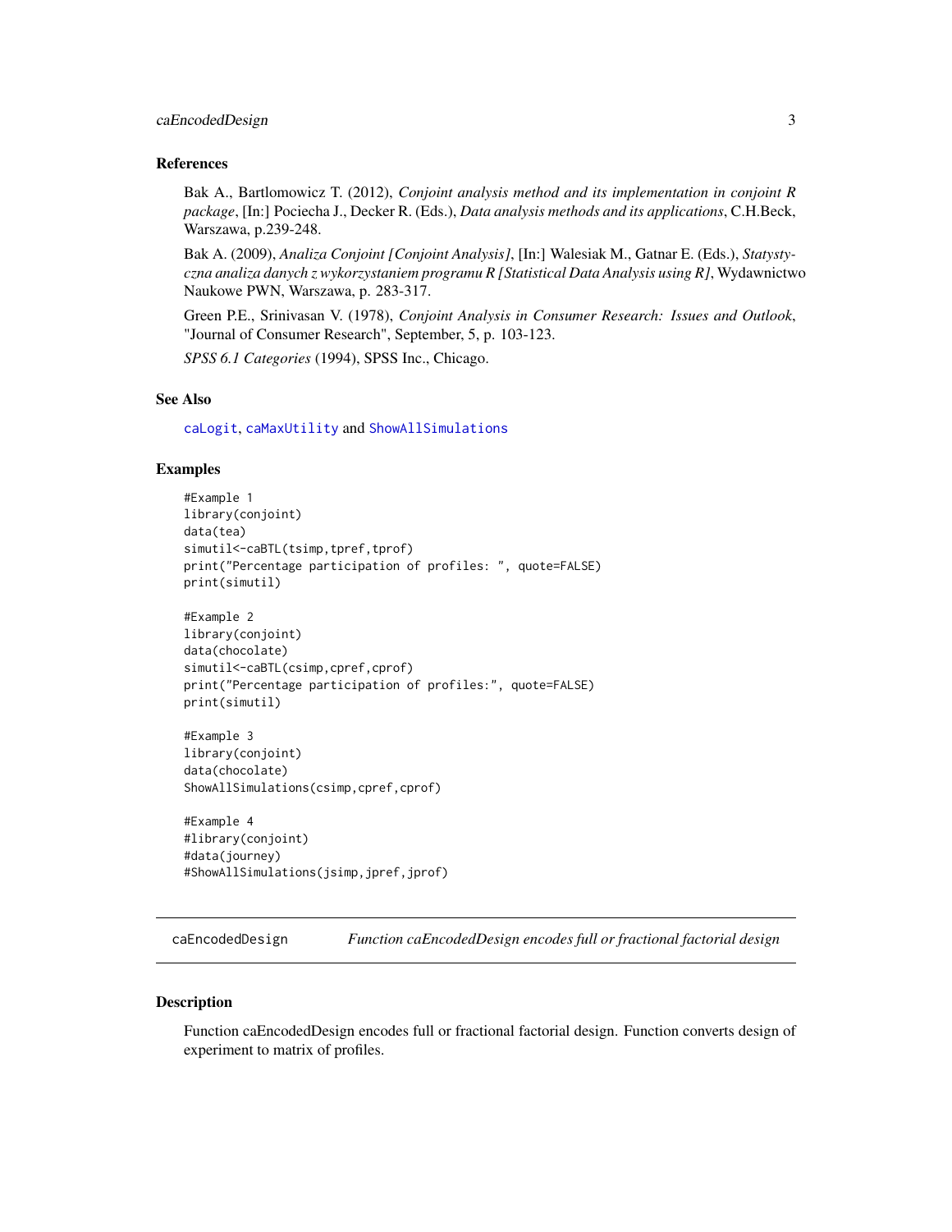### References

Bak A., Bartlomowicz T. (2012), *Conjoint analysis method and its implementation in conjoint R package*, [In:] Pociecha J., Decker R. (Eds.), *Data analysis methods and its applications*, C.H.Beck, Warszawa, p.239-248.

Bak A. (2009), *Analiza Conjoint [Conjoint Analysis]*, [In:] Walesiak M., Gatnar E. (Eds.), *Statystyczna analiza danych z wykorzystaniem programu R [Statistical Data Analysis using R]*, Wydawnictwo Naukowe PWN, Warszawa, p. 283-317.

Green P.E., Srinivasan V. (1978), *Conjoint Analysis in Consumer Research: Issues and Outlook*, "Journal of Consumer Research", September, 5, p. 103-123.

*SPSS 6.1 Categories* (1994), SPSS Inc., Chicago.

### See Also

caLogit, caMaxUtility and ShowAllSimulations

### Examples

```
#Example 1
library(conjoint)
data(tea)
simutil<-caBTL(tsimp,tpref,tprof)
print("Percentage participation of profiles: ", quote=FALSE)
print(simutil)

#Example 2
library(conjoint)
data(chocolate)
simutil<-caBTL(csimp,cpref,cprof)
print("Percentage participation of profiles:", quote=FALSE)
print(simutil)

#Example 3
library(conjoint)
data(chocolate)
ShowAllSimulations(csimp,cpref,cprof)

#Example 4
#library(conjoint)
#data(journey)
#ShowAllSimulations(jsimp,jpref,jprof)
```

---

## caEncodedDesign — *Function caEncodedDesign encodes full or fractional factorial design*

### Description

Function caEncodedDesign encodes full or fractional factorial design. Function converts design of experiment to matrix of profiles.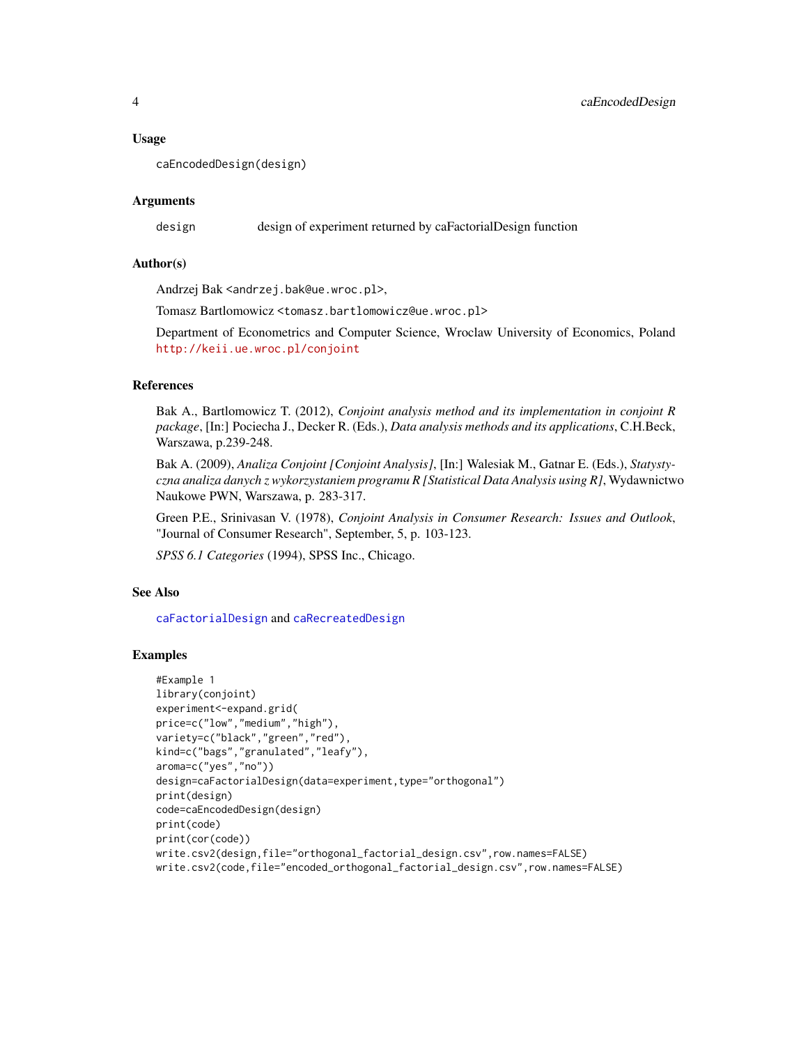### Usage

```
caEncodedDesign(design)
```

### Arguments

| | |
|---|---|
| design | design of experiment returned by caFactorialDesign function |

### Author(s)

Andrzej Bak <andrzej.bak@ue.wroc.pl>,

Tomasz Bartlomowicz <tomasz.bartlomowicz@ue.wroc.pl>

Department of Econometrics and Computer Science, Wroclaw University of Economics, Poland http://keii.ue.wroc.pl/conjoint

### References

Bak A., Bartlomowicz T. (2012), *Conjoint analysis method and its implementation in conjoint R package*, [In:] Pociecha J., Decker R. (Eds.), *Data analysis methods and its applications*, C.H.Beck, Warszawa, p.239-248.

Bak A. (2009), *Analiza Conjoint [Conjoint Analysis]*, [In:] Walesiak M., Gatnar E. (Eds.), *Statystyczna analiza danych z wykorzystaniem programu R [Statistical Data Analysis using R]*, Wydawnictwo Naukowe PWN, Warszawa, p. 283-317.

Green P.E., Srinivasan V. (1978), *Conjoint Analysis in Consumer Research: Issues and Outlook*, "Journal of Consumer Research", September, 5, p. 103-123.

*SPSS 6.1 Categories* (1994), SPSS Inc., Chicago.

### See Also

caFactorialDesign and caRecreatedDesign

### Examples

```
#Example 1
library(conjoint)
experiment<-expand.grid(
price=c("low","medium","high"),
variety=c("black","green","red"),
kind=c("bags","granulated","leafy"),
aroma=c("yes","no"))
design=caFactorialDesign(data=experiment,type="orthogonal")
print(design)
code=caEncodedDesign(design)
print(code)
print(cor(code))
write.csv2(design,file="orthogonal_factorial_design.csv",row.names=FALSE)
write.csv2(code,file="encoded_orthogonal_factorial_design.csv",row.names=FALSE)
```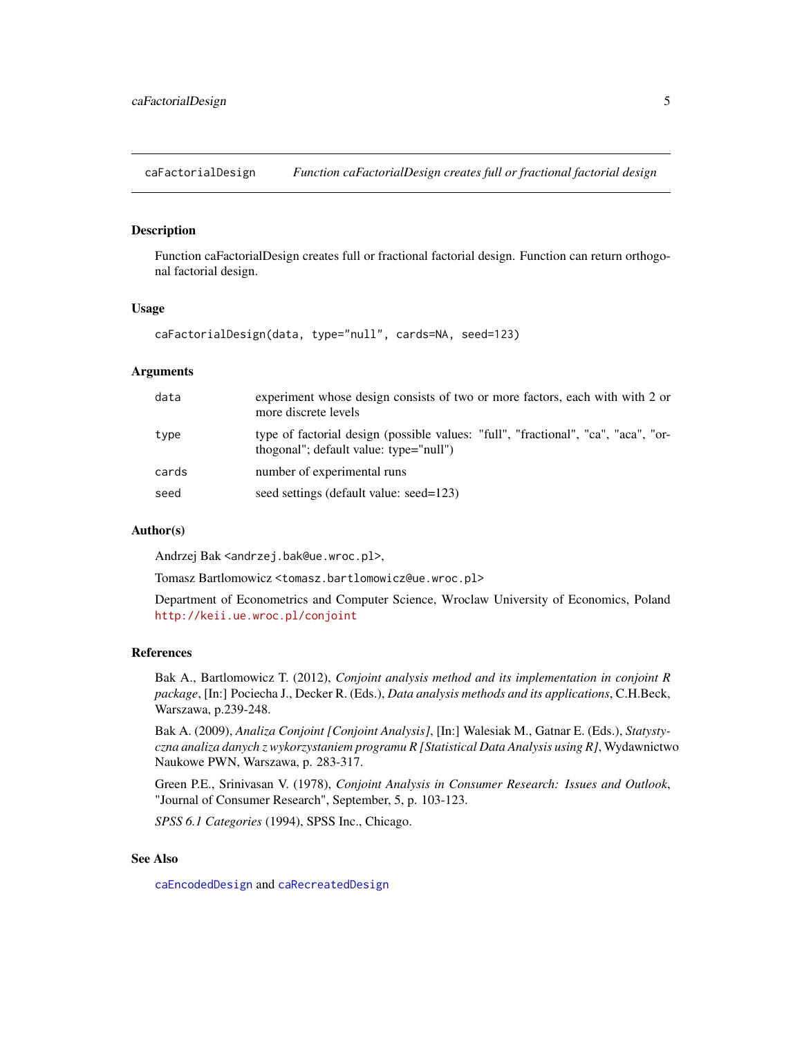## caFactorialDesign *Function caFactorialDesign creates full or fractional factorial design*

### Description

Function caFactorialDesign creates full or fractional factorial design. Function can return orthogonal factorial design.

### Usage

```
caFactorialDesign(data, type="null", cards=NA, seed=123)
```

### Arguments

| | |
|---|---|
| data | experiment whose design consists of two or more factors, each with with 2 or more discrete levels |
| type | type of factorial design (possible values: "full", "fractional", "ca", "aca", "orthogonal"; default value: type="null") |
| cards | number of experimental runs |
| seed | seed settings (default value: seed=123) |

### Author(s)

Andrzej Bak <andrzej.bak@ue.wroc.pl>,

Tomasz Bartlomowicz <tomasz.bartlomowicz@ue.wroc.pl>

Department of Econometrics and Computer Science, Wroclaw University of Economics, Poland http://keii.ue.wroc.pl/conjoint

### References

Bak A., Bartlomowicz T. (2012), *Conjoint analysis method and its implementation in conjoint R package*, [In:] Pociecha J., Decker R. (Eds.), *Data analysis methods and its applications*, C.H.Beck, Warszawa, p.239-248.

Bak A. (2009), *Analiza Conjoint [Conjoint Analysis]*, [In:] Walesiak M., Gatnar E. (Eds.), *Statystyczna analiza danych z wykorzystaniem programu R [Statistical Data Analysis using R]*, Wydawnictwo Naukowe PWN, Warszawa, p. 283-317.

Green P.E., Srinivasan V. (1978), *Conjoint Analysis in Consumer Research: Issues and Outlook*, "Journal of Consumer Research", September, 5, p. 103-123.

*SPSS 6.1 Categories* (1994), SPSS Inc., Chicago.

### See Also

caEncodedDesign and caRecreatedDesign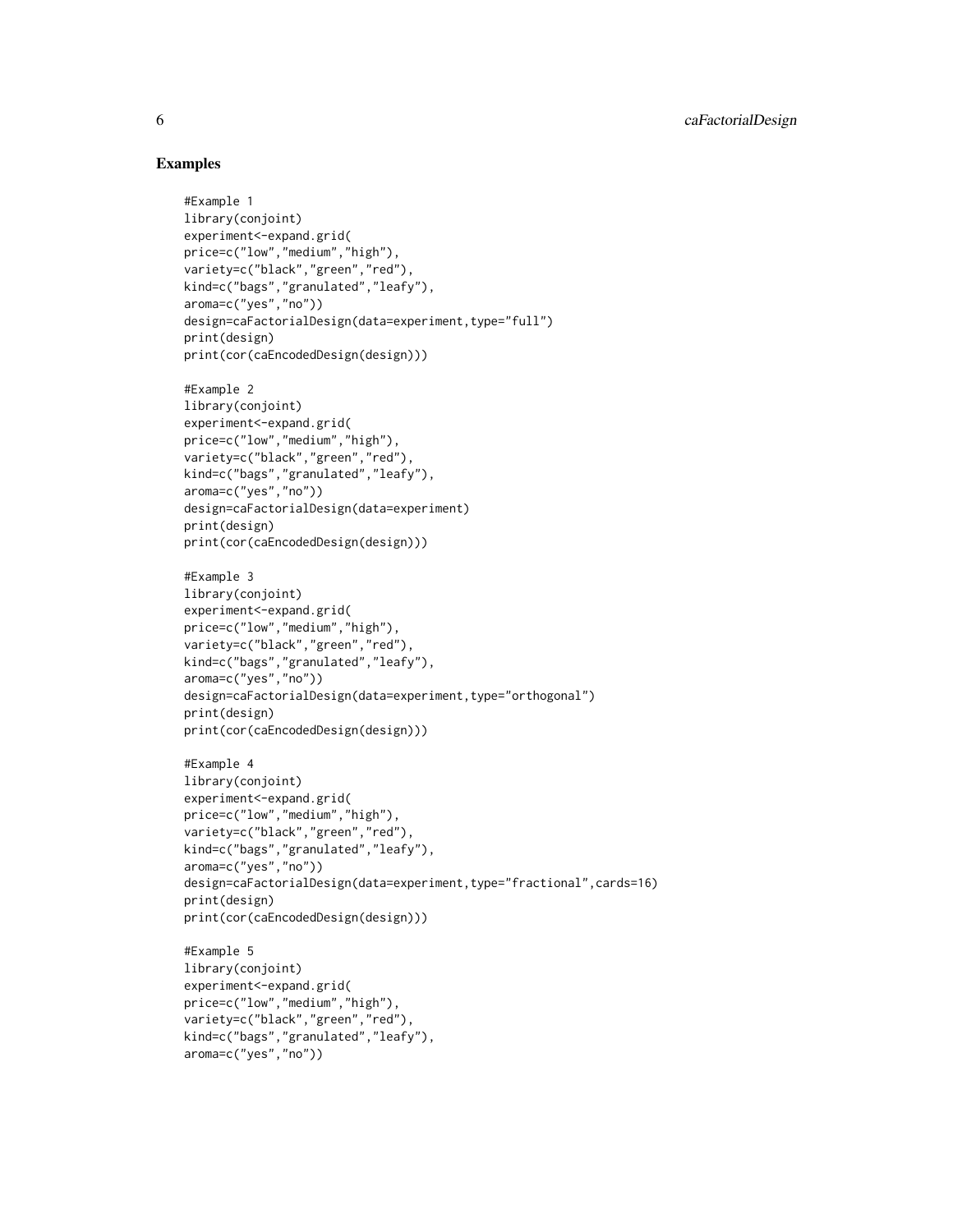## Examples

```
#Example 1
library(conjoint)
experiment<-expand.grid(
price=c("low","medium","high"),
variety=c("black","green","red"),
kind=c("bags","granulated","leafy"),
aroma=c("yes","no"))
design=caFactorialDesign(data=experiment,type="full")
print(design)
print(cor(caEncodedDesign(design)))

#Example 2
library(conjoint)
experiment<-expand.grid(
price=c("low","medium","high"),
variety=c("black","green","red"),
kind=c("bags","granulated","leafy"),
aroma=c("yes","no"))
design=caFactorialDesign(data=experiment)
print(design)
print(cor(caEncodedDesign(design)))

#Example 3
library(conjoint)
experiment<-expand.grid(
price=c("low","medium","high"),
variety=c("black","green","red"),
kind=c("bags","granulated","leafy"),
aroma=c("yes","no"))
design=caFactorialDesign(data=experiment,type="orthogonal")
print(design)
print(cor(caEncodedDesign(design)))

#Example 4
library(conjoint)
experiment<-expand.grid(
price=c("low","medium","high"),
variety=c("black","green","red"),
kind=c("bags","granulated","leafy"),
aroma=c("yes","no"))
design=caFactorialDesign(data=experiment,type="fractional",cards=16)
print(design)
print(cor(caEncodedDesign(design)))

#Example 5
library(conjoint)
experiment<-expand.grid(
price=c("low","medium","high"),
variety=c("black","green","red"),
kind=c("bags","granulated","leafy"),
aroma=c("yes","no"))
```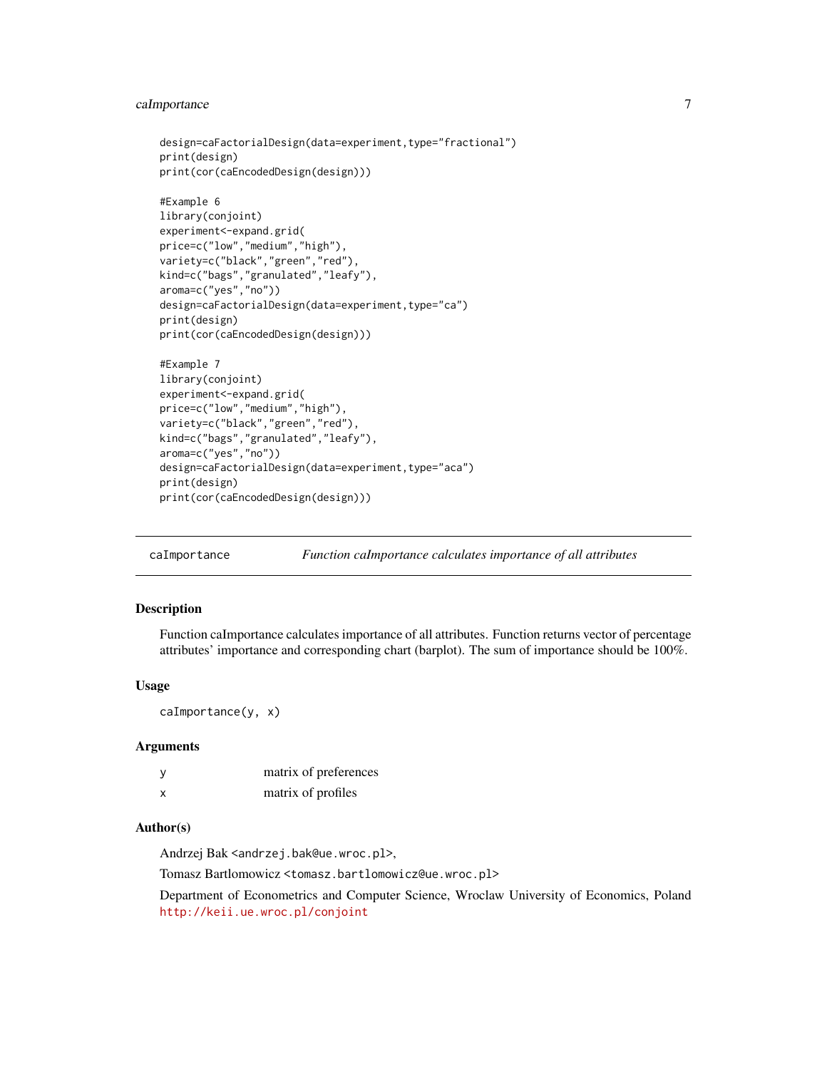```
design=caFactorialDesign(data=experiment,type="fractional")
print(design)
print(cor(caEncodedDesign(design)))

#Example 6
library(conjoint)
experiment<-expand.grid(
price=c("low","medium","high"),
variety=c("black","green","red"),
kind=c("bags","granulated","leafy"),
aroma=c("yes","no"))
design=caFactorialDesign(data=experiment,type="ca")
print(design)
print(cor(caEncodedDesign(design)))

#Example 7
library(conjoint)
experiment<-expand.grid(
price=c("low","medium","high"),
variety=c("black","green","red"),
kind=c("bags","granulated","leafy"),
aroma=c("yes","no"))
design=caFactorialDesign(data=experiment,type="aca")
print(design)
print(cor(caEncodedDesign(design)))
```

---

## caImportance — *Function caImportance calculates importance of all attributes*

### Description

Function caImportance calculates importance of all attributes. Function returns vector of percentage attributes' importance and corresponding chart (barplot). The sum of importance should be 100%.

### Usage

```
caImportance(y, x)
```

### Arguments

| | |
|---|---|
| y | matrix of preferences |
| x | matrix of profiles |

### Author(s)

Andrzej Bak <andrzej.bak@ue.wroc.pl>,

Tomasz Bartlomowicz <tomasz.bartlomowicz@ue.wroc.pl>

Department of Econometrics and Computer Science, Wroclaw University of Economics, Poland http://keii.ue.wroc.pl/conjoint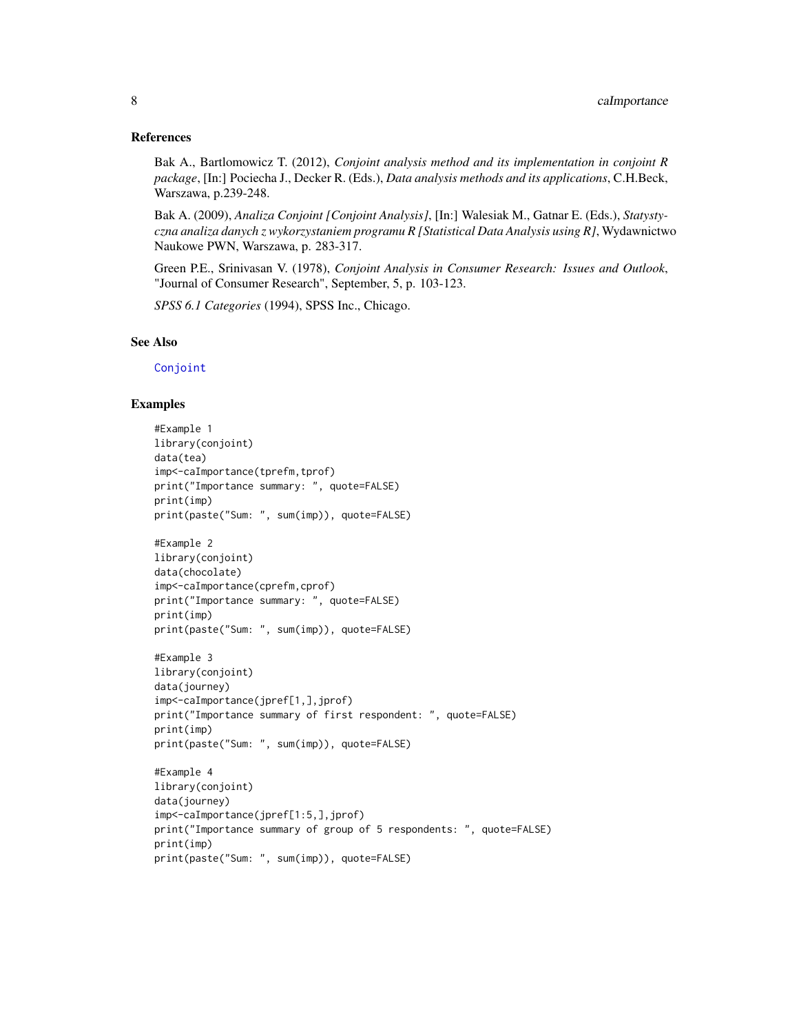## References

Bak A., Bartlomowicz T. (2012), *Conjoint analysis method and its implementation in conjoint R package*, [In:] Pociecha J., Decker R. (Eds.), *Data analysis methods and its applications*, C.H.Beck, Warszawa, p.239-248.

Bak A. (2009), *Analiza Conjoint [Conjoint Analysis]*, [In:] Walesiak M., Gatnar E. (Eds.), *Statystyczna analiza danych z wykorzystaniem programu R [Statistical Data Analysis using R]*, Wydawnictwo Naukowe PWN, Warszawa, p. 283-317.

Green P.E., Srinivasan V. (1978), *Conjoint Analysis in Consumer Research: Issues and Outlook*, "Journal of Consumer Research", September, 5, p. 103-123.

*SPSS 6.1 Categories* (1994), SPSS Inc., Chicago.

## See Also

Conjoint

## Examples

```
#Example 1
library(conjoint)
data(tea)
imp<-caImportance(tprefm,tprof)
print("Importance summary: ", quote=FALSE)
print(imp)
print(paste("Sum: ", sum(imp)), quote=FALSE)

#Example 2
library(conjoint)
data(chocolate)
imp<-caImportance(cprefm,cprof)
print("Importance summary: ", quote=FALSE)
print(imp)
print(paste("Sum: ", sum(imp)), quote=FALSE)

#Example 3
library(conjoint)
data(journey)
imp<-caImportance(jpref[1,],jprof)
print("Importance summary of first respondent: ", quote=FALSE)
print(imp)
print(paste("Sum: ", sum(imp)), quote=FALSE)

#Example 4
library(conjoint)
data(journey)
imp<-caImportance(jpref[1:5,],jprof)
print("Importance summary of group of 5 respondents: ", quote=FALSE)
print(imp)
print(paste("Sum: ", sum(imp)), quote=FALSE)
```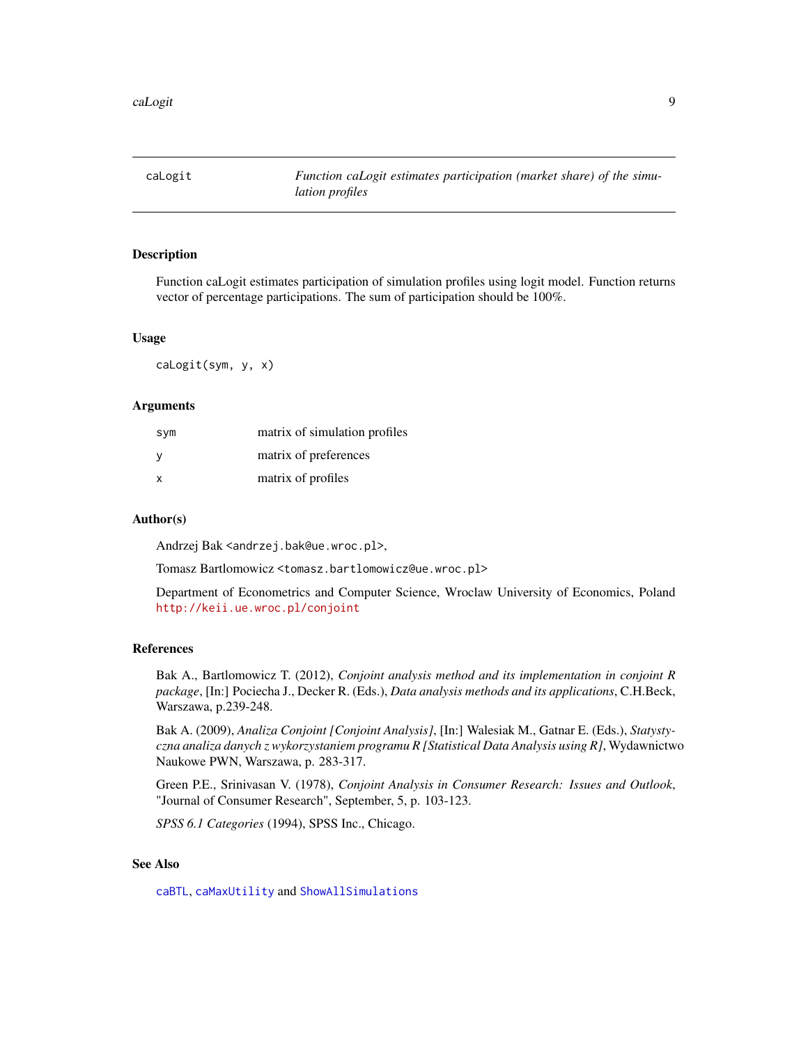caLogit — *Function caLogit estimates participation (market share) of the simulation profiles*

### Description

Function caLogit estimates participation of simulation profiles using logit model. Function returns vector of percentage participations. The sum of participation should be 100%.

### Usage

```
caLogit(sym, y, x)
```

### Arguments

| | |
|---|---|
| sym | matrix of simulation profiles |
| y | matrix of preferences |
| x | matrix of profiles |

### Author(s)

Andrzej Bak <andrzej.bak@ue.wroc.pl>,

Tomasz Bartlomowicz <tomasz.bartlomowicz@ue.wroc.pl>

Department of Econometrics and Computer Science, Wroclaw University of Economics, Poland http://keii.ue.wroc.pl/conjoint

### References

Bak A., Bartlomowicz T. (2012), *Conjoint analysis method and its implementation in conjoint R package*, [In:] Pociecha J., Decker R. (Eds.), *Data analysis methods and its applications*, C.H.Beck, Warszawa, p.239-248.

Bak A. (2009), *Analiza Conjoint [Conjoint Analysis]*, [In:] Walesiak M., Gatnar E. (Eds.), *Statystyczna analiza danych z wykorzystaniem programu R [Statistical Data Analysis using R]*, Wydawnictwo Naukowe PWN, Warszawa, p. 283-317.

Green P.E., Srinivasan V. (1978), *Conjoint Analysis in Consumer Research: Issues and Outlook*, "Journal of Consumer Research", September, 5, p. 103-123.

*SPSS 6.1 Categories* (1994), SPSS Inc., Chicago.

### See Also

caBTL, caMaxUtility and ShowAllSimulations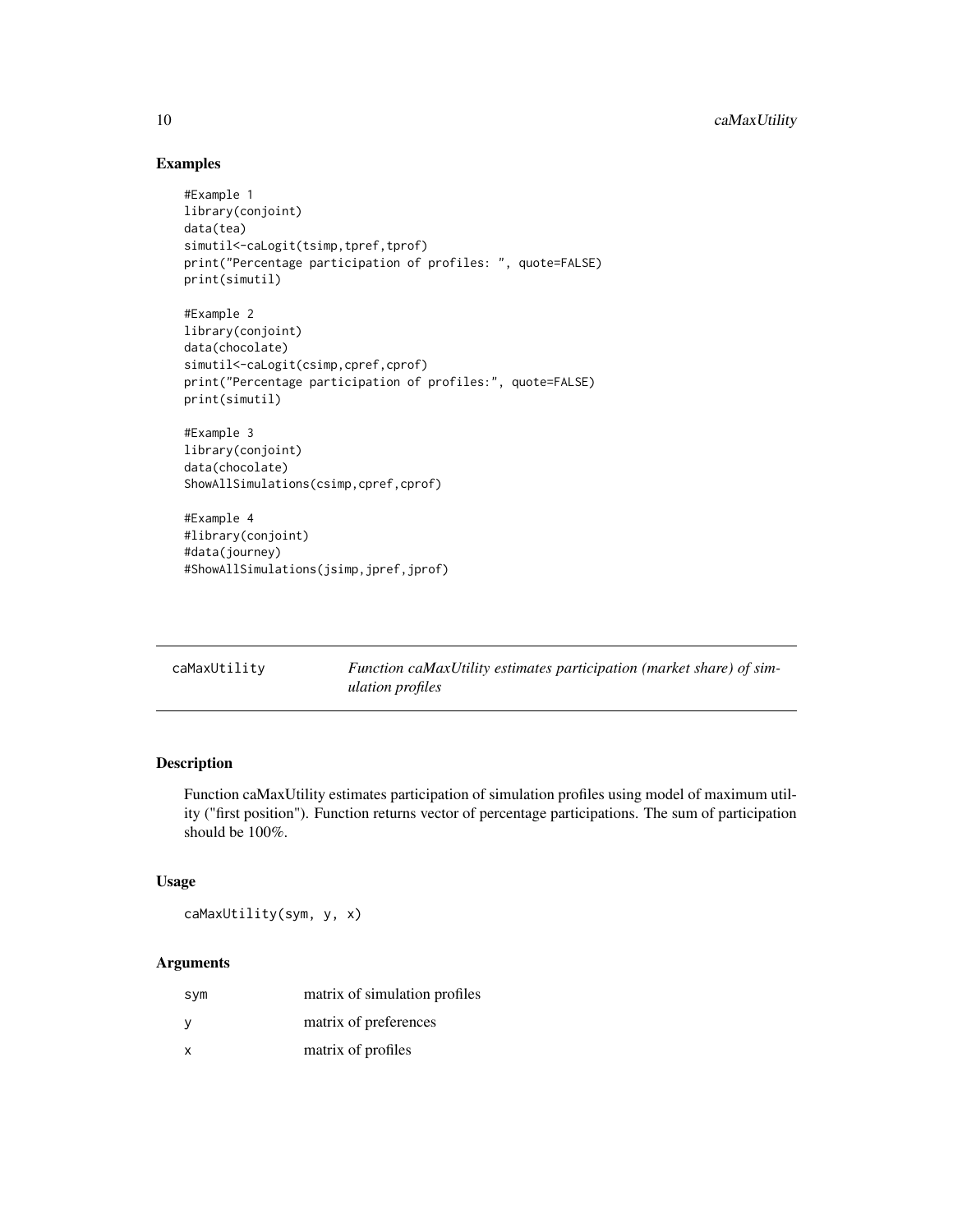### Examples

```
#Example 1
library(conjoint)
data(tea)
simutil<-caLogit(tsimp,tpref,tprof)
print("Percentage participation of profiles: ", quote=FALSE)
print(simutil)

#Example 2
library(conjoint)
data(chocolate)
simutil<-caLogit(csimp,cpref,cprof)
print("Percentage participation of profiles:", quote=FALSE)
print(simutil)

#Example 3
library(conjoint)
data(chocolate)
ShowAllSimulations(csimp,cpref,cprof)

#Example 4
#library(conjoint)
#data(journey)
#ShowAllSimulations(jsimp,jpref,jprof)
```

---

## caMaxUtility — *Function caMaxUtility estimates participation (market share) of simulation profiles*

### Description

Function caMaxUtility estimates participation of simulation profiles using model of maximum utility ("first position"). Function returns vector of percentage participations. The sum of participation should be 100%.

### Usage

```
caMaxUtility(sym, y, x)
```

### Arguments

| | |
|---|---|
| sym | matrix of simulation profiles |
| y | matrix of preferences |
| x | matrix of profiles |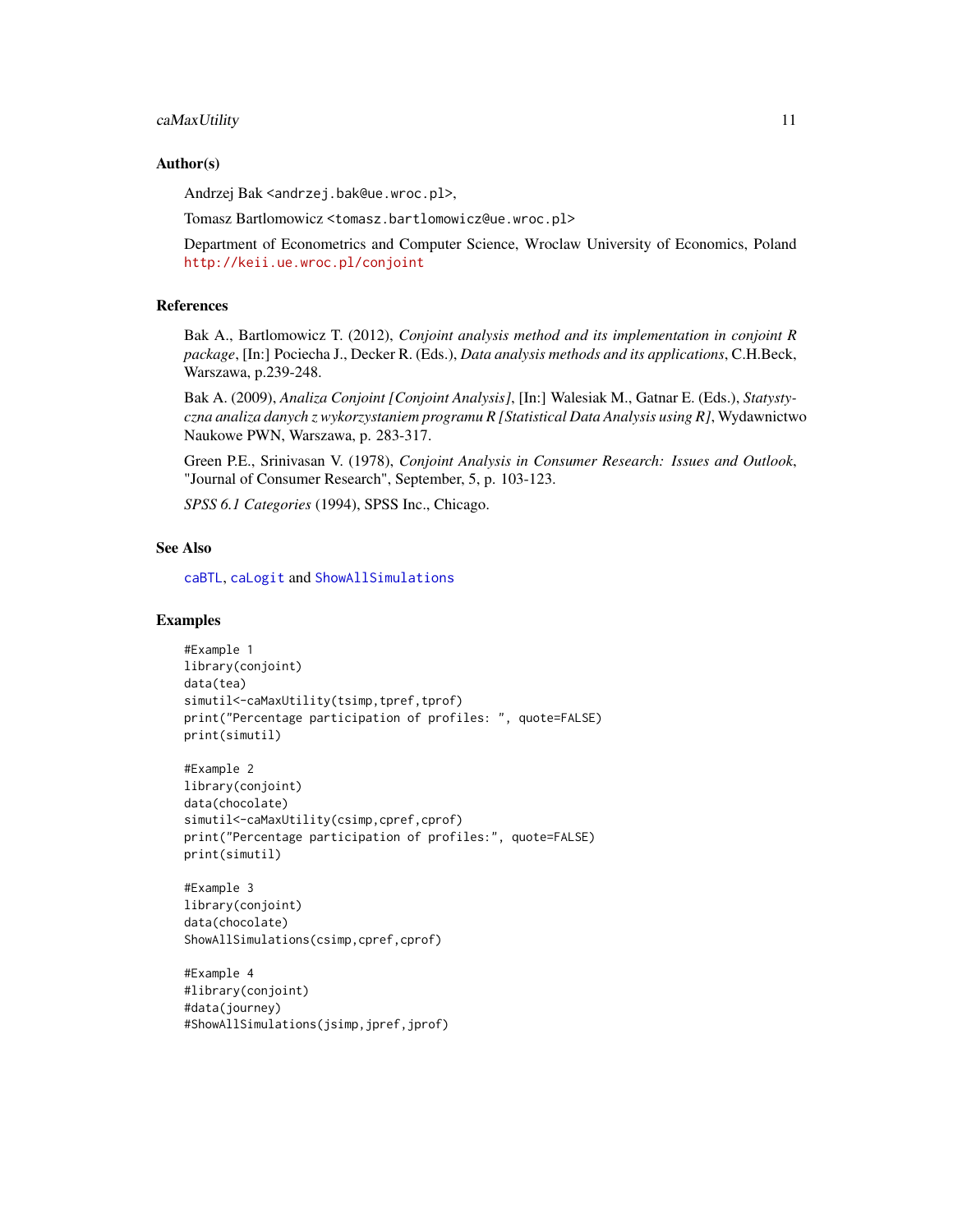### Author(s)

Andrzej Bak <andrzej.bak@ue.wroc.pl>,

Tomasz Bartlomowicz <tomasz.bartlomowicz@ue.wroc.pl>

Department of Econometrics and Computer Science, Wroclaw University of Economics, Poland http://keii.ue.wroc.pl/conjoint

### References

Bak A., Bartlomowicz T. (2012), *Conjoint analysis method and its implementation in conjoint R package*, [In:] Pociecha J., Decker R. (Eds.), *Data analysis methods and its applications*, C.H.Beck, Warszawa, p.239-248.

Bak A. (2009), *Analiza Conjoint [Conjoint Analysis]*, [In:] Walesiak M., Gatnar E. (Eds.), *Statystyczna analiza danych z wykorzystaniem programu R [Statistical Data Analysis using R]*, Wydawnictwo Naukowe PWN, Warszawa, p. 283-317.

Green P.E., Srinivasan V. (1978), *Conjoint Analysis in Consumer Research: Issues and Outlook*, "Journal of Consumer Research", September, 5, p. 103-123.

*SPSS 6.1 Categories* (1994), SPSS Inc., Chicago.

### See Also

caBTL, caLogit and ShowAllSimulations

### Examples

```
#Example 1
library(conjoint)
data(tea)
simutil<-caMaxUtility(tsimp,tpref,tprof)
print("Percentage participation of profiles: ", quote=FALSE)
print(simutil)

#Example 2
library(conjoint)
data(chocolate)
simutil<-caMaxUtility(csimp,cpref,cprof)
print("Percentage participation of profiles:", quote=FALSE)
print(simutil)

#Example 3
library(conjoint)
data(chocolate)
ShowAllSimulations(csimp,cpref,cprof)

#Example 4
#library(conjoint)
#data(journey)
#ShowAllSimulations(jsimp,jpref,jprof)
```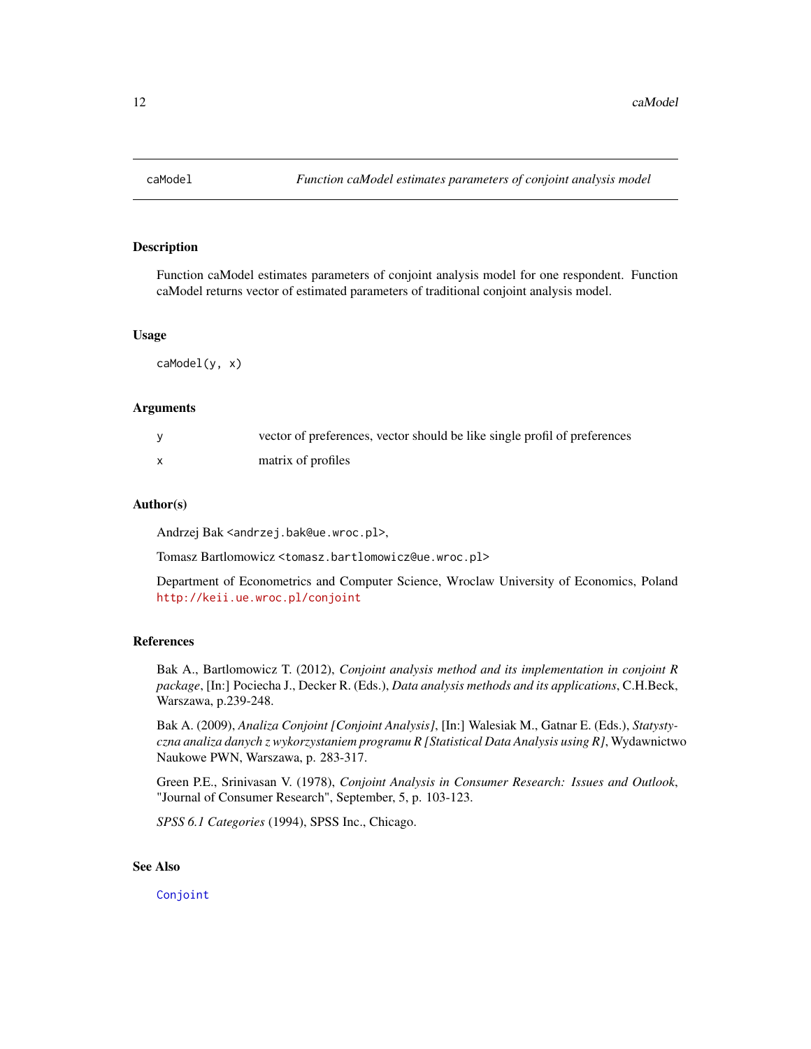## caModel — *Function caModel estimates parameters of conjoint analysis model*

### Description

Function caModel estimates parameters of conjoint analysis model for one respondent. Function caModel returns vector of estimated parameters of traditional conjoint analysis model.

### Usage

```
caModel(y, x)
```

### Arguments

| | |
|---|---|
| y | vector of preferences, vector should be like single profil of preferences |
| x | matrix of profiles |

### Author(s)

Andrzej Bak <andrzej.bak@ue.wroc.pl>,

Tomasz Bartlomowicz <tomasz.bartlomowicz@ue.wroc.pl>

Department of Econometrics and Computer Science, Wroclaw University of Economics, Poland http://keii.ue.wroc.pl/conjoint

### References

Bak A., Bartlomowicz T. (2012), *Conjoint analysis method and its implementation in conjoint R package*, [In:] Pociecha J., Decker R. (Eds.), *Data analysis methods and its applications*, C.H.Beck, Warszawa, p.239-248.

Bak A. (2009), *Analiza Conjoint [Conjoint Analysis]*, [In:] Walesiak M., Gatnar E. (Eds.), *Statystyczna analiza danych z wykorzystaniem programu R [Statistical Data Analysis using R]*, Wydawnictwo Naukowe PWN, Warszawa, p. 283-317.

Green P.E., Srinivasan V. (1978), *Conjoint Analysis in Consumer Research: Issues and Outlook*, "Journal of Consumer Research", September, 5, p. 103-123.

*SPSS 6.1 Categories* (1994), SPSS Inc., Chicago.

### See Also

Conjoint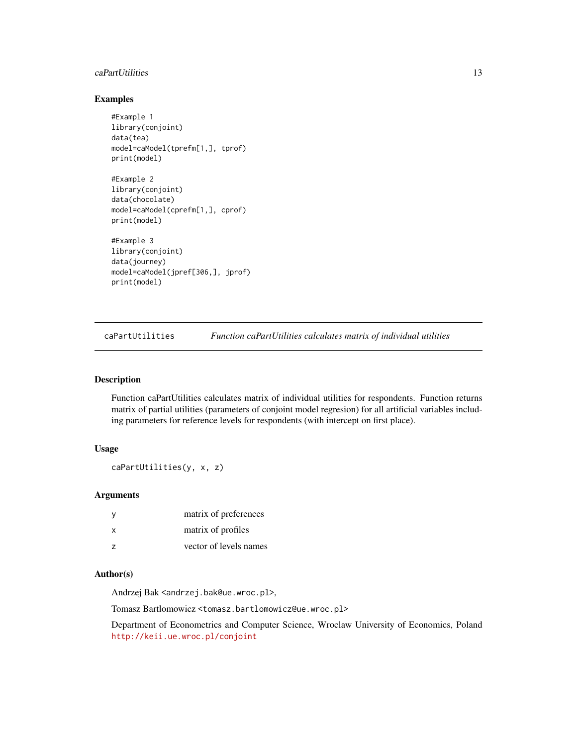### Examples

```
#Example 1
library(conjoint)
data(tea)
model=caModel(tprefm[1,], tprof)
print(model)

#Example 2
library(conjoint)
data(chocolate)
model=caModel(cprefm[1,], cprof)
print(model)

#Example 3
library(conjoint)
data(journey)
model=caModel(jpref[306,], jprof)
print(model)
```

---

## caPartUtilities *Function caPartUtilities calculates matrix of individual utilities*

---

### Description

Function caPartUtilities calculates matrix of individual utilities for respondents. Function returns matrix of partial utilities (parameters of conjoint model regresion) for all artificial variables including parameters for reference levels for respondents (with intercept on first place).

### Usage

```
caPartUtilities(y, x, z)
```

### Arguments

| | |
|---|---|
| y | matrix of preferences |
| x | matrix of profiles |
| z | vector of levels names |

### Author(s)

Andrzej Bak <andrzej.bak@ue.wroc.pl>,

Tomasz Bartlomowicz <tomasz.bartlomowicz@ue.wroc.pl>

Department of Econometrics and Computer Science, Wroclaw University of Economics, Poland http://keii.ue.wroc.pl/conjoint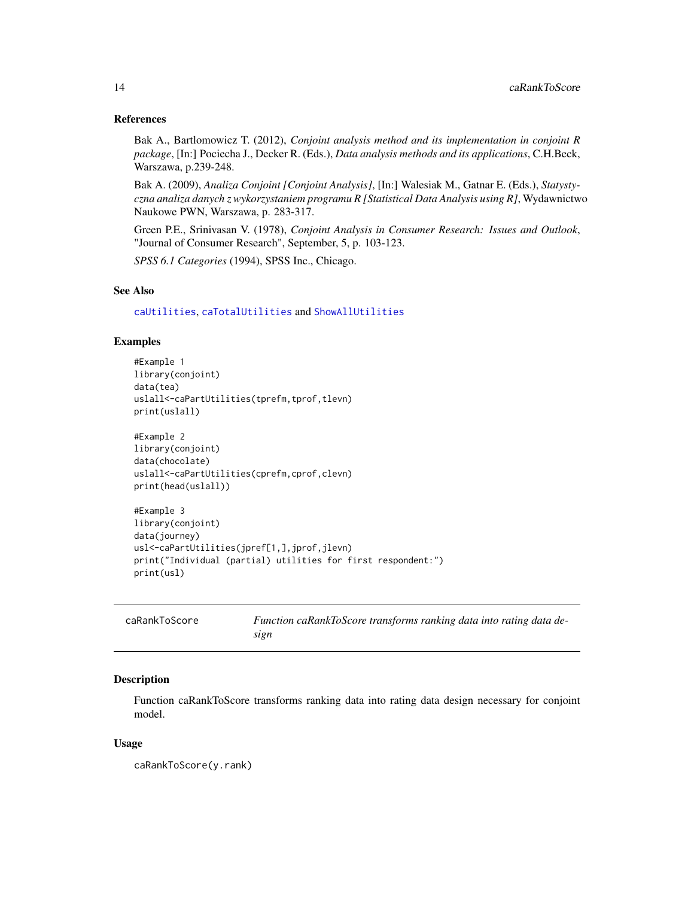### References

Bak A., Bartlomowicz T. (2012), *Conjoint analysis method and its implementation in conjoint R package*, [In:] Pociecha J., Decker R. (Eds.), *Data analysis methods and its applications*, C.H.Beck, Warszawa, p.239-248.

Bak A. (2009), *Analiza Conjoint [Conjoint Analysis]*, [In:] Walesiak M., Gatnar E. (Eds.), *Statystyczna analiza danych z wykorzystaniem programu R [Statistical Data Analysis using R]*, Wydawnictwo Naukowe PWN, Warszawa, p. 283-317.

Green P.E., Srinivasan V. (1978), *Conjoint Analysis in Consumer Research: Issues and Outlook*, "Journal of Consumer Research", September, 5, p. 103-123.

*SPSS 6.1 Categories* (1994), SPSS Inc., Chicago.

### See Also

caUtilities, caTotalUtilities and ShowAllUtilities

### Examples

```
#Example 1
library(conjoint)
data(tea)
uslall<-caPartUtilities(tprefm,tprof,tlevn)
print(uslall)

#Example 2
library(conjoint)
data(chocolate)
uslall<-caPartUtilities(cprefm,cprof,clevn)
print(head(uslall))

#Example 3
library(conjoint)
data(journey)
usl<-caPartUtilities(jpref[1,],jprof,jlevn)
print("Individual (partial) utilities for first respondent:")
print(usl)
```

---

## caRankToScore — *Function caRankToScore transforms ranking data into rating data design*

### Description

Function caRankToScore transforms ranking data into rating data design necessary for conjoint model.

### Usage

```
caRankToScore(y.rank)
```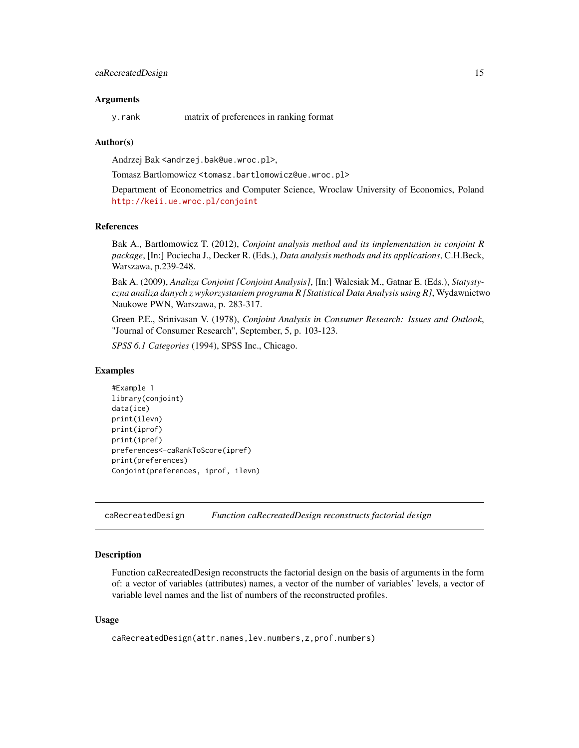### Arguments

`y.rank` matrix of preferences in ranking format

### Author(s)

Andrzej Bak <andrzej.bak@ue.wroc.pl>,

Tomasz Bartlomowicz <tomasz.bartlomowicz@ue.wroc.pl>

Department of Econometrics and Computer Science, Wroclaw University of Economics, Poland http://keii.ue.wroc.pl/conjoint

### References

Bak A., Bartlomowicz T. (2012), *Conjoint analysis method and its implementation in conjoint R package*, [In:] Pociecha J., Decker R. (Eds.), *Data analysis methods and its applications*, C.H.Beck, Warszawa, p.239-248.

Bak A. (2009), *Analiza Conjoint [Conjoint Analysis]*, [In:] Walesiak M., Gatnar E. (Eds.), *Statystyczna analiza danych z wykorzystaniem programu R [Statistical Data Analysis using R]*, Wydawnictwo Naukowe PWN, Warszawa, p. 283-317.

Green P.E., Srinivasan V. (1978), *Conjoint Analysis in Consumer Research: Issues and Outlook*, "Journal of Consumer Research", September, 5, p. 103-123.

*SPSS 6.1 Categories* (1994), SPSS Inc., Chicago.

### Examples

```
#Example 1
library(conjoint)
data(ice)
print(ilevn)
print(iprof)
print(ipref)
preferences<-caRankToScore(ipref)
print(preferences)
Conjoint(preferences, iprof, ilevn)
```

---

## caRecreatedDesign *Function caRecreatedDesign reconstructs factorial design*

---

### Description

Function caRecreatedDesign reconstructs the factorial design on the basis of arguments in the form of: a vector of variables (attributes) names, a vector of the number of variables' levels, a vector of variable level names and the list of numbers of the reconstructed profiles.

### Usage

```
caRecreatedDesign(attr.names,lev.numbers,z,prof.numbers)
```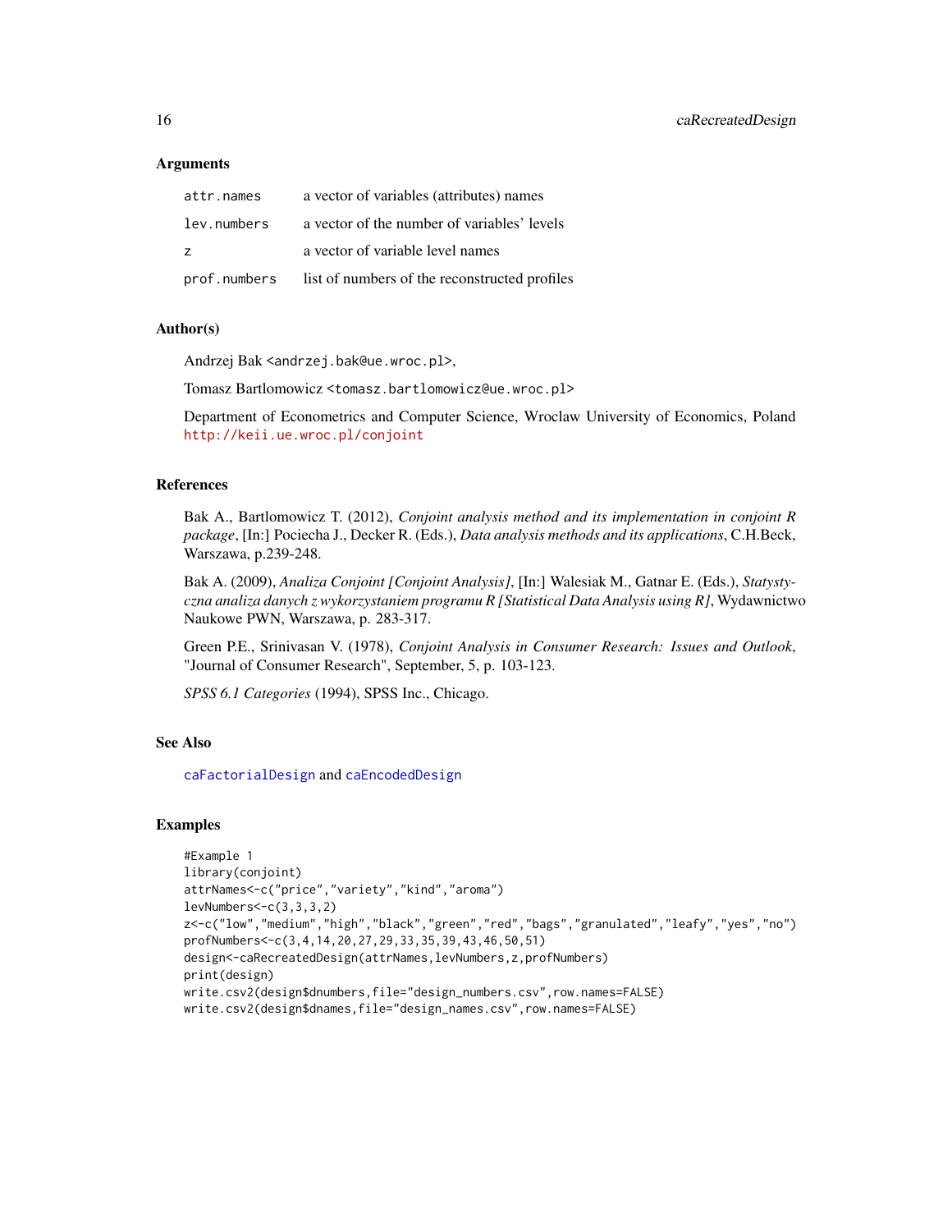### Arguments

| | |
|---|---|
| `attr.names` | a vector of variables (attributes) names |
| `lev.numbers` | a vector of the number of variables' levels |
| `z` | a vector of variable level names |
| `prof.numbers` | list of numbers of the reconstructed profiles |

### Author(s)

Andrzej Bak <andrzej.bak@ue.wroc.pl>,

Tomasz Bartlomowicz <tomasz.bartlomowicz@ue.wroc.pl>

Department of Econometrics and Computer Science, Wroclaw University of Economics, Poland http://keii.ue.wroc.pl/conjoint

### References

Bak A., Bartlomowicz T. (2012), *Conjoint analysis method and its implementation in conjoint R package*, [In:] Pociecha J., Decker R. (Eds.), *Data analysis methods and its applications*, C.H.Beck, Warszawa, p.239-248.

Bak A. (2009), *Analiza Conjoint [Conjoint Analysis]*, [In:] Walesiak M., Gatnar E. (Eds.), *Statystyczna analiza danych z wykorzystaniem programu R [Statistical Data Analysis using R]*, Wydawnictwo Naukowe PWN, Warszawa, p. 283-317.

Green P.E., Srinivasan V. (1978), *Conjoint Analysis in Consumer Research: Issues and Outlook*, "Journal of Consumer Research", September, 5, p. 103-123.

*SPSS 6.1 Categories* (1994), SPSS Inc., Chicago.

### See Also

`caFactorialDesign` and `caEncodedDesign`

### Examples

```
#Example 1
library(conjoint)
attrNames<-c("price","variety","kind","aroma")
levNumbers<-c(3,3,3,2)
z<-c("low","medium","high","black","green","red","bags","granulated","leafy","yes","no")
profNumbers<-c(3,4,14,20,27,29,33,35,39,43,46,50,51)
design<-caRecreatedDesign(attrNames,levNumbers,z,profNumbers)
print(design)
write.csv2(design$dnumbers,file="design_numbers.csv",row.names=FALSE)
write.csv2(design$dnames,file="design_names.csv",row.names=FALSE)
```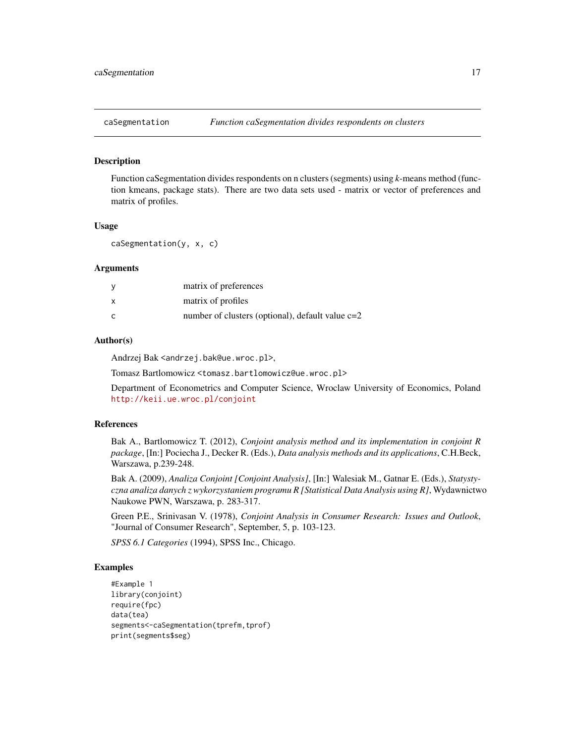caSegmentation *Function caSegmentation divides respondents on clusters*

### Description

Function caSegmentation divides respondents on n clusters (segments) using *k*-means method (function kmeans, package stats). There are two data sets used - matrix or vector of preferences and matrix of profiles.

### Usage

```
caSegmentation(y, x, c)
```

### Arguments

| | |
|---|---|
| y | matrix of preferences |
| x | matrix of profiles |
| c | number of clusters (optional), default value c=2 |

### Author(s)

Andrzej Bak <andrzej.bak@ue.wroc.pl>,

Tomasz Bartlomowicz <tomasz.bartlomowicz@ue.wroc.pl>

Department of Econometrics and Computer Science, Wroclaw University of Economics, Poland http://keii.ue.wroc.pl/conjoint

### References

Bak A., Bartlomowicz T. (2012), *Conjoint analysis method and its implementation in conjoint R package*, [In:] Pociecha J., Decker R. (Eds.), *Data analysis methods and its applications*, C.H.Beck, Warszawa, p.239-248.

Bak A. (2009), *Analiza Conjoint [Conjoint Analysis]*, [In:] Walesiak M., Gatnar E. (Eds.), *Statystyczna analiza danych z wykorzystaniem programu R [Statistical Data Analysis using R]*, Wydawnictwo Naukowe PWN, Warszawa, p. 283-317.

Green P.E., Srinivasan V. (1978), *Conjoint Analysis in Consumer Research: Issues and Outlook*, "Journal of Consumer Research", September, 5, p. 103-123.

*SPSS 6.1 Categories* (1994), SPSS Inc., Chicago.

### Examples

```
#Example 1
library(conjoint)
require(fpc)
data(tea)
segments<-caSegmentation(tprefm,tprof)
print(segments$seg)
```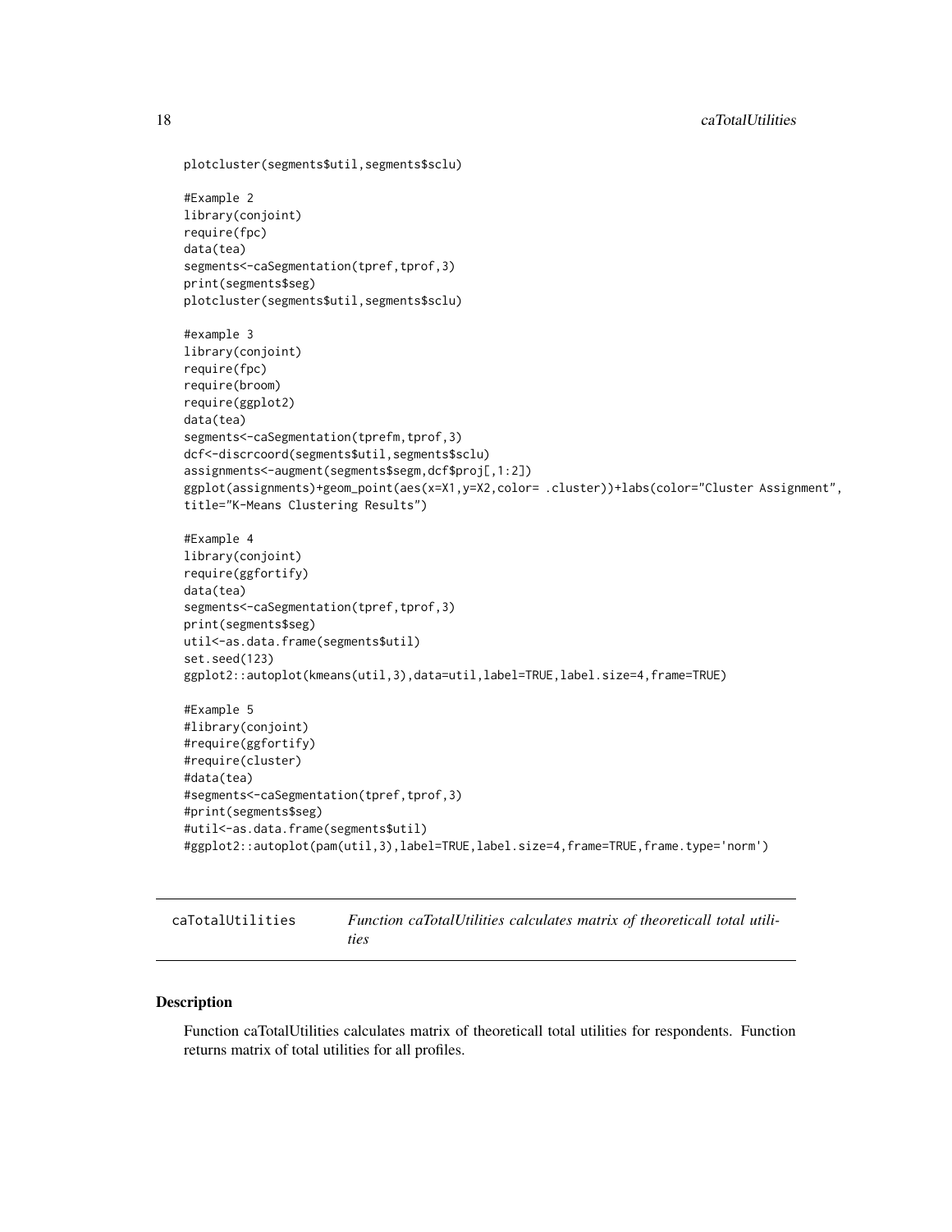```
plotcluster(segments$util,segments$sclu)

#Example 2
library(conjoint)
require(fpc)
data(tea)
segments<-caSegmentation(tpref,tprof,3)
print(segments$seg)
plotcluster(segments$util,segments$sclu)

#example 3
library(conjoint)
require(fpc)
require(broom)
require(ggplot2)
data(tea)
segments<-caSegmentation(tprefm,tprof,3)
dcf<-discrcoord(segments$util,segments$sclu)
assignments<-augment(segments$segm,dcf$proj[,1:2])
ggplot(assignments)+geom_point(aes(x=X1,y=X2,color= .cluster))+labs(color="Cluster Assignment",
title="K-Means Clustering Results")

#Example 4
library(conjoint)
require(ggfortify)
data(tea)
segments<-caSegmentation(tpref,tprof,3)
print(segments$seg)
util<-as.data.frame(segments$util)
set.seed(123)
ggplot2::autoplot(kmeans(util,3),data=util,label=TRUE,label.size=4,frame=TRUE)

#Example 5
#library(conjoint)
#require(ggfortify)
#require(cluster)
#data(tea)
#segments<-caSegmentation(tpref,tprof,3)
#print(segments$seg)
#util<-as.data.frame(segments$util)
#ggplot2::autoplot(pam(util,3),label=TRUE,label.size=4,frame=TRUE,frame.type='norm')
```

---

## caTotalUtilities — *Function caTotalUtilities calculates matrix of theoreticall total utilities*

---

### Description

Function caTotalUtilities calculates matrix of theoreticall total utilities for respondents. Function returns matrix of total utilities for all profiles.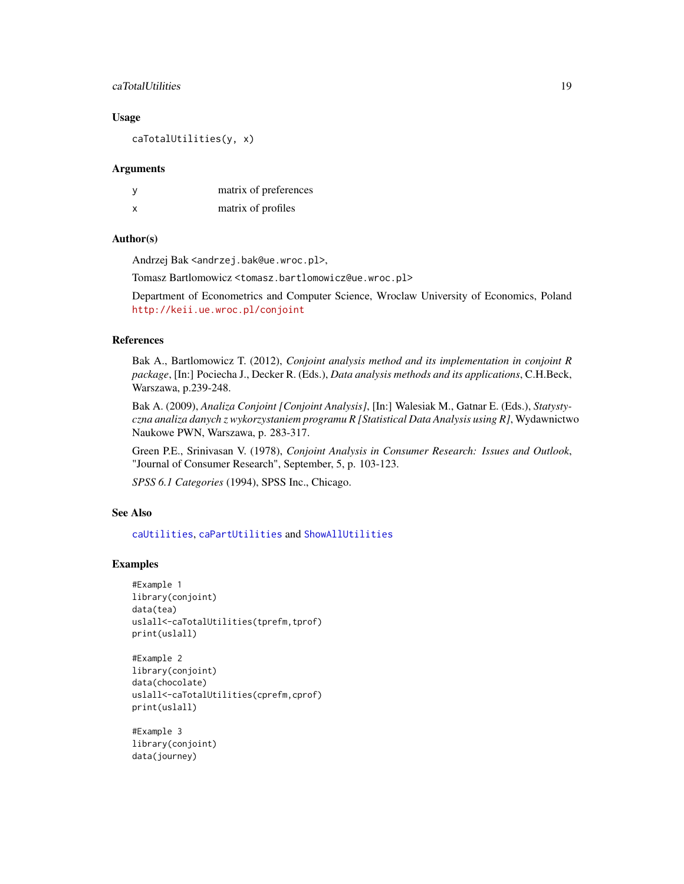### Usage

```
caTotalUtilities(y, x)
```

### Arguments

| | |
|---|---|
| y | matrix of preferences |
| x | matrix of profiles |

### Author(s)

Andrzej Bak <andrzej.bak@ue.wroc.pl>,

Tomasz Bartlomowicz <tomasz.bartlomowicz@ue.wroc.pl>

Department of Econometrics and Computer Science, Wroclaw University of Economics, Poland http://keii.ue.wroc.pl/conjoint

### References

Bak A., Bartlomowicz T. (2012), *Conjoint analysis method and its implementation in conjoint R package*, [In:] Pociecha J., Decker R. (Eds.), *Data analysis methods and its applications*, C.H.Beck, Warszawa, p.239-248.

Bak A. (2009), *Analiza Conjoint [Conjoint Analysis]*, [In:] Walesiak M., Gatnar E. (Eds.), *Statystyczna analiza danych z wykorzystaniem programu R [Statistical Data Analysis using R]*, Wydawnictwo Naukowe PWN, Warszawa, p. 283-317.

Green P.E., Srinivasan V. (1978), *Conjoint Analysis in Consumer Research: Issues and Outlook*, "Journal of Consumer Research", September, 5, p. 103-123.

*SPSS 6.1 Categories* (1994), SPSS Inc., Chicago.

### See Also

caUtilities, caPartUtilities and ShowAllUtilities

### Examples

```
#Example 1
library(conjoint)
data(tea)
uslall<-caTotalUtilities(tprefm,tprof)
print(uslall)

#Example 2
library(conjoint)
data(chocolate)
uslall<-caTotalUtilities(cprefm,cprof)
print(uslall)

#Example 3
library(conjoint)
data(journey)
```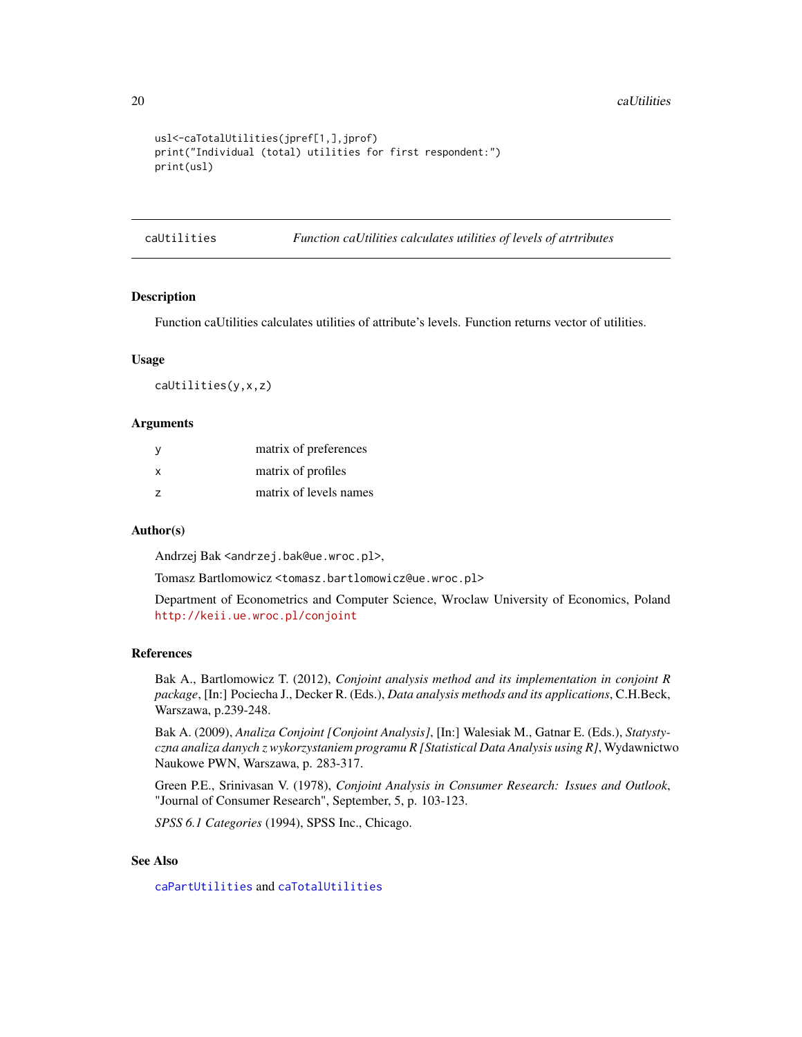```
usl<-caTotalUtilities(jpref[1,],jprof)
print("Individual (total) utilities for first respondent:")
print(usl)
```

---

## caUtilities — *Function caUtilities calculates utilities of levels of atrtributes*

### Description

Function caUtilities calculates utilities of attribute's levels. Function returns vector of utilities.

### Usage

```
caUtilities(y,x,z)
```

### Arguments

| | |
|---|---|
| y | matrix of preferences |
| x | matrix of profiles |
| z | matrix of levels names |

### Author(s)

Andrzej Bak <andrzej.bak@ue.wroc.pl>,

Tomasz Bartlomowicz <tomasz.bartlomowicz@ue.wroc.pl>

Department of Econometrics and Computer Science, Wroclaw University of Economics, Poland http://keii.ue.wroc.pl/conjoint

### References

Bak A., Bartlomowicz T. (2012), *Conjoint analysis method and its implementation in conjoint R package*, [In:] Pociecha J., Decker R. (Eds.), *Data analysis methods and its applications*, C.H.Beck, Warszawa, p.239-248.

Bak A. (2009), *Analiza Conjoint [Conjoint Analysis]*, [In:] Walesiak M., Gatnar E. (Eds.), *Statystyczna analiza danych z wykorzystaniem programu R [Statistical Data Analysis using R]*, Wydawnictwo Naukowe PWN, Warszawa, p. 283-317.

Green P.E., Srinivasan V. (1978), *Conjoint Analysis in Consumer Research: Issues and Outlook*, "Journal of Consumer Research", September, 5, p. 103-123.

*SPSS 6.1 Categories* (1994), SPSS Inc., Chicago.

### See Also

caPartUtilities and caTotalUtilities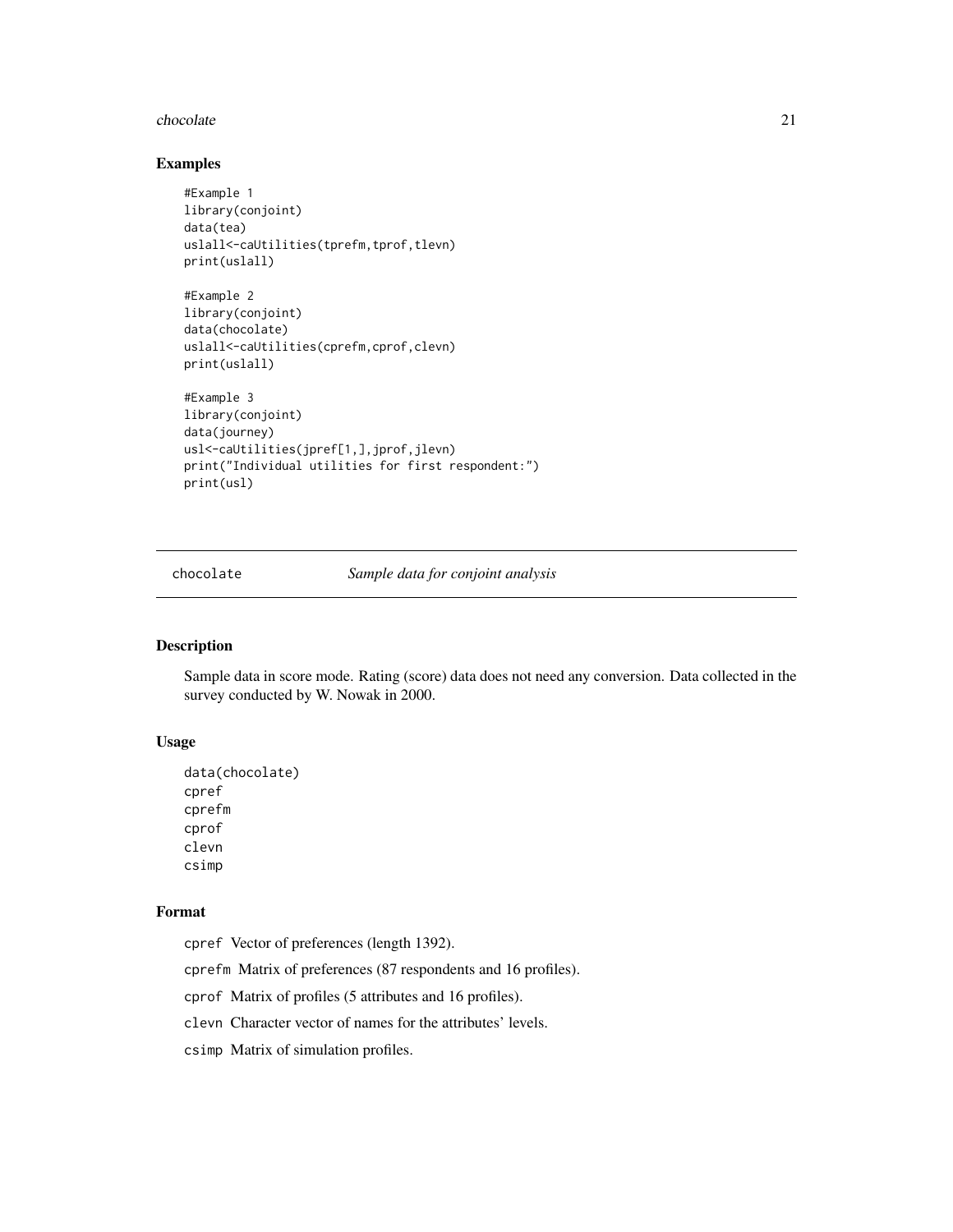### Examples

```
#Example 1
library(conjoint)
data(tea)
uslall<-caUtilities(tprefm,tprof,tlevn)
print(uslall)

#Example 2
library(conjoint)
data(chocolate)
uslall<-caUtilities(cprefm,cprof,clevn)
print(uslall)

#Example 3
library(conjoint)
data(journey)
usl<-caUtilities(jpref[1,],jprof,jlevn)
print("Individual utilities for first respondent:")
print(usl)
```

---

## chocolate *Sample data for conjoint analysis*

---

### Description

Sample data in score mode. Rating (score) data does not need any conversion. Data collected in the survey conducted by W. Nowak in 2000.

### Usage

```
data(chocolate)
cpref
cprefm
cprof
clevn
csimp
```

### Format

`cpref` Vector of preferences (length 1392).

`cprefm` Matrix of preferences (87 respondents and 16 profiles).

`cprof` Matrix of profiles (5 attributes and 16 profiles).

`clevn` Character vector of names for the attributes' levels.

`csimp` Matrix of simulation profiles.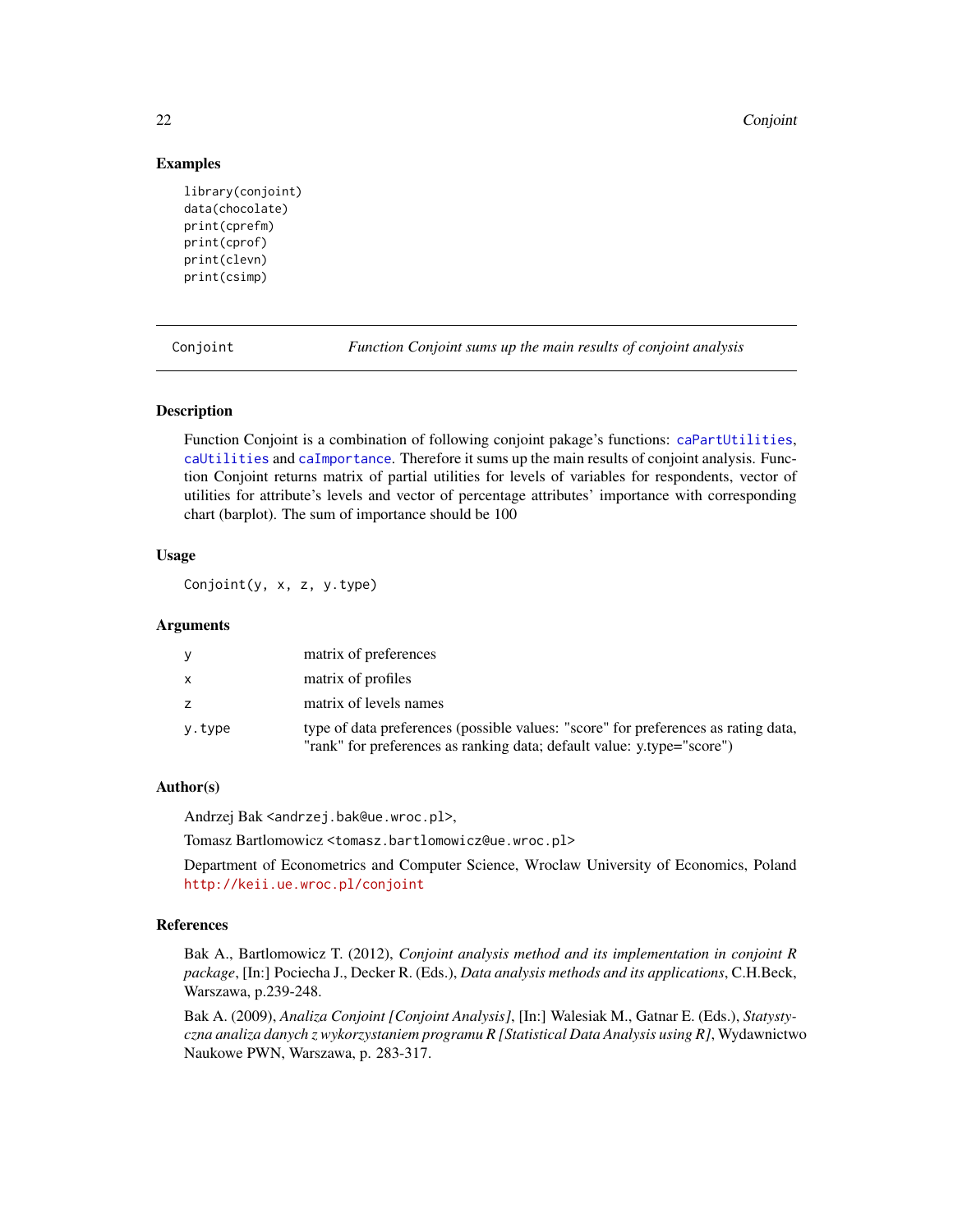### Examples

```
library(conjoint)
data(chocolate)
print(cprefm)
print(cprof)
print(clevn)
print(csimp)
```

---

## Conjoint — *Function Conjoint sums up the main results of conjoint analysis*

---

### Description

Function Conjoint is a combination of following conjoint pakage's functions: `caPartUtilities`, `caUtilities` and `caImportance`. Therefore it sums up the main results of conjoint analysis. Function Conjoint returns matrix of partial utilities for levels of variables for respondents, vector of utilities for attribute's levels and vector of percentage attributes' importance with corresponding chart (barplot). The sum of importance should be 100

### Usage

```
Conjoint(y, x, z, y.type)
```

### Arguments

| | |
|---|---|
| `y` | matrix of preferences |
| `x` | matrix of profiles |
| `z` | matrix of levels names |
| `y.type` | type of data preferences (possible values: "score" for preferences as rating data, "rank" for preferences as ranking data; default value: y.type="score") |

### Author(s)

Andrzej Bak <andrzej.bak@ue.wroc.pl>,

Tomasz Bartlomowicz <tomasz.bartlomowicz@ue.wroc.pl>

Department of Econometrics and Computer Science, Wroclaw University of Economics, Poland http://keii.ue.wroc.pl/conjoint

### References

Bak A., Bartlomowicz T. (2012), *Conjoint analysis method and its implementation in conjoint R package*, [In:] Pociecha J., Decker R. (Eds.), *Data analysis methods and its applications*, C.H.Beck, Warszawa, p.239-248.

Bak A. (2009), *Analiza Conjoint [Conjoint Analysis]*, [In:] Walesiak M., Gatnar E. (Eds.), *Statystyczna analiza danych z wykorzystaniem programu R [Statistical Data Analysis using R]*, Wydawnictwo Naukowe PWN, Warszawa, p. 283-317.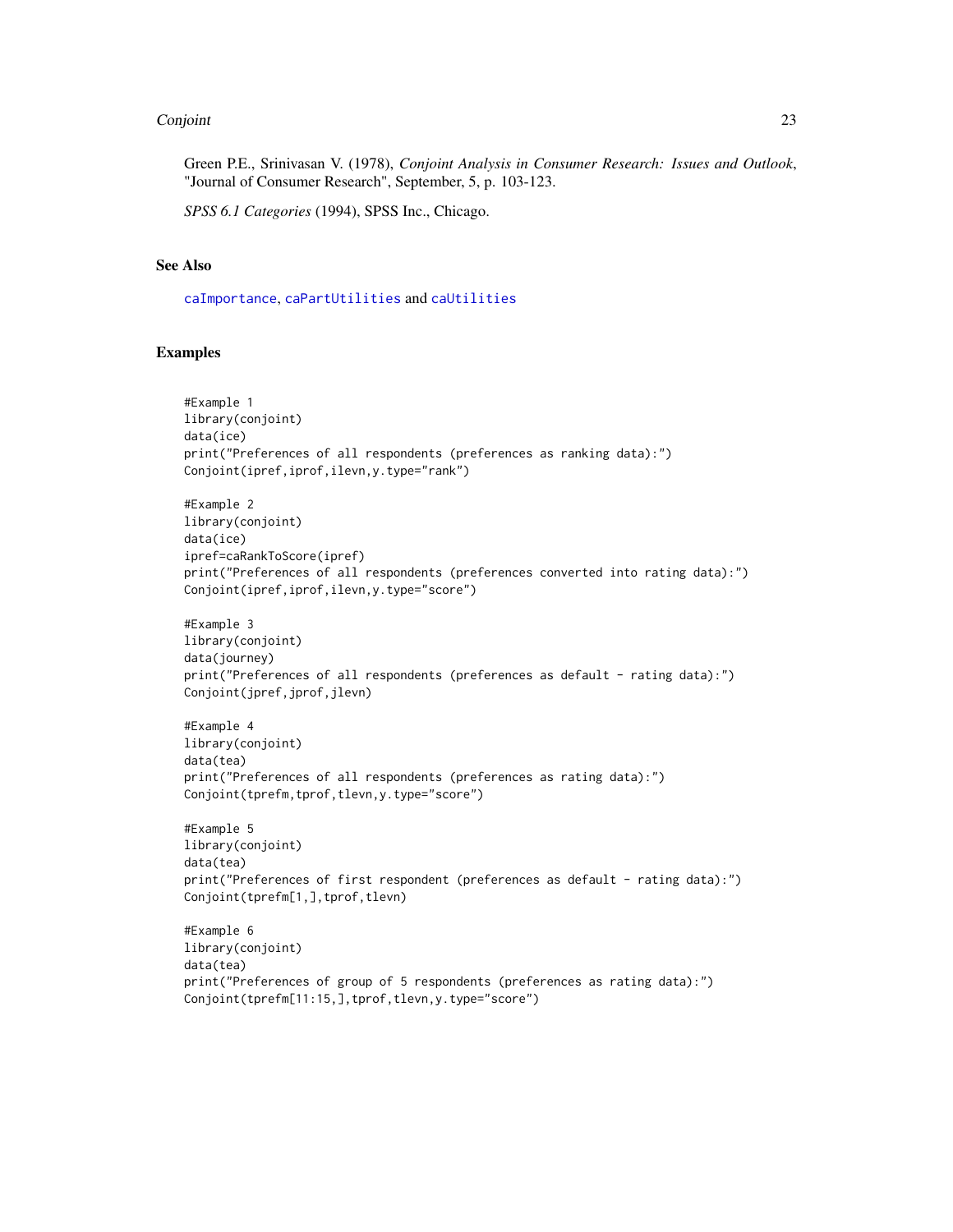Green P.E., Srinivasan V. (1978), *Conjoint Analysis in Consumer Research: Issues and Outlook*, "Journal of Consumer Research", September, 5, p. 103-123.

*SPSS 6.1 Categories* (1994), SPSS Inc., Chicago.

## See Also

caImportance, caPartUtilities and caUtilities

## Examples

```
#Example 1
library(conjoint)
data(ice)
print("Preferences of all respondents (preferences as ranking data):")
Conjoint(ipref,iprof,ilevn,y.type="rank")

#Example 2
library(conjoint)
data(ice)
ipref=caRankToScore(ipref)
print("Preferences of all respondents (preferences converted into rating data):")
Conjoint(ipref,iprof,ilevn,y.type="score")

#Example 3
library(conjoint)
data(journey)
print("Preferences of all respondents (preferences as default - rating data):")
Conjoint(jpref,jprof,jlevn)

#Example 4
library(conjoint)
data(tea)
print("Preferences of all respondents (preferences as rating data):")
Conjoint(tprefm,tprof,tlevn,y.type="score")

#Example 5
library(conjoint)
data(tea)
print("Preferences of first respondent (preferences as default - rating data):")
Conjoint(tprefm[1,],tprof,tlevn)

#Example 6
library(conjoint)
data(tea)
print("Preferences of group of 5 respondents (preferences as rating data):")
Conjoint(tprefm[11:15,],tprof,tlevn,y.type="score")
```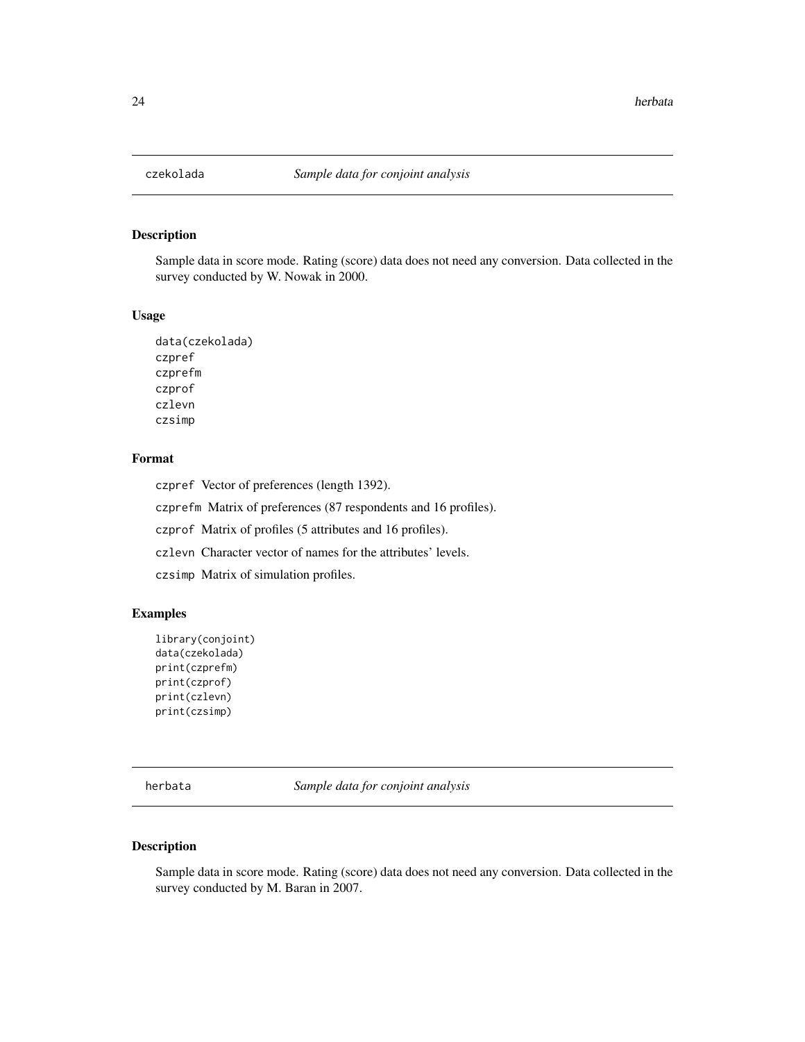## czekolada *Sample data for conjoint analysis*

### Description

Sample data in score mode. Rating (score) data does not need any conversion. Data collected in the survey conducted by W. Nowak in 2000.

### Usage

```
data(czekolada)
czpref
czprefm
czprof
czlevn
czsimp
```

### Format

`czpref` Vector of preferences (length 1392).

`czprefm` Matrix of preferences (87 respondents and 16 profiles).

`czprof` Matrix of profiles (5 attributes and 16 profiles).

`czlevn` Character vector of names for the attributes' levels.

`czsimp` Matrix of simulation profiles.

### Examples

```
library(conjoint)
data(czekolada)
print(czprefm)
print(czprof)
print(czlevn)
print(czsimp)
```

## herbata *Sample data for conjoint analysis*

### Description

Sample data in score mode. Rating (score) data does not need any conversion. Data collected in the survey conducted by M. Baran in 2007.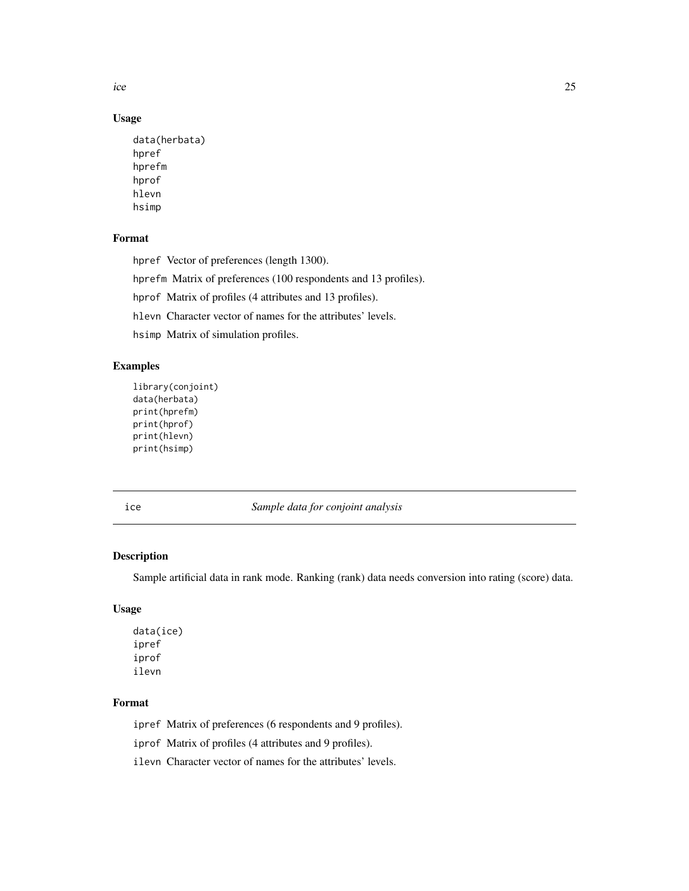### Usage

```
data(herbata)
hpref
hprefm
hprof
hlevn
hsimp
```

### Format

hpref Vector of preferences (length 1300).

hprefm Matrix of preferences (100 respondents and 13 profiles).

hprof Matrix of profiles (4 attributes and 13 profiles).

hlevn Character vector of names for the attributes' levels.

hsimp Matrix of simulation profiles.

### Examples

```
library(conjoint)
data(herbata)
print(hprefm)
print(hprof)
print(hlevn)
print(hsimp)
```

---

## ice — *Sample data for conjoint analysis*

---

### Description

Sample artificial data in rank mode. Ranking (rank) data needs conversion into rating (score) data.

### Usage

```
data(ice)
ipref
iprof
ilevn
```

### Format

ipref Matrix of preferences (6 respondents and 9 profiles).

iprof Matrix of profiles (4 attributes and 9 profiles).

ilevn Character vector of names for the attributes' levels.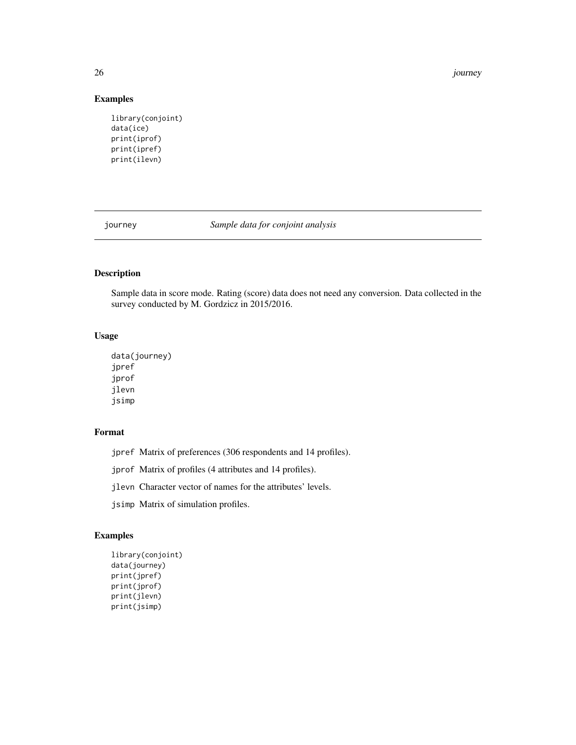## Examples

```
library(conjoint)
data(ice)
print(iprof)
print(ipref)
print(ilevn)
```

---

journey *Sample data for conjoint analysis*

---

## Description

Sample data in score mode. Rating (score) data does not need any conversion. Data collected in the survey conducted by M. Gordzicz in 2015/2016.

## Usage

```
data(journey)
jpref
jprof
jlevn
jsimp
```

## Format

- `jpref` Matrix of preferences (306 respondents and 14 profiles).
- `jprof` Matrix of profiles (4 attributes and 14 profiles).
- `jlevn` Character vector of names for the attributes' levels.
- `jsimp` Matrix of simulation profiles.

## Examples

```
library(conjoint)
data(journey)
print(jpref)
print(jprof)
print(jlevn)
print(jsimp)
```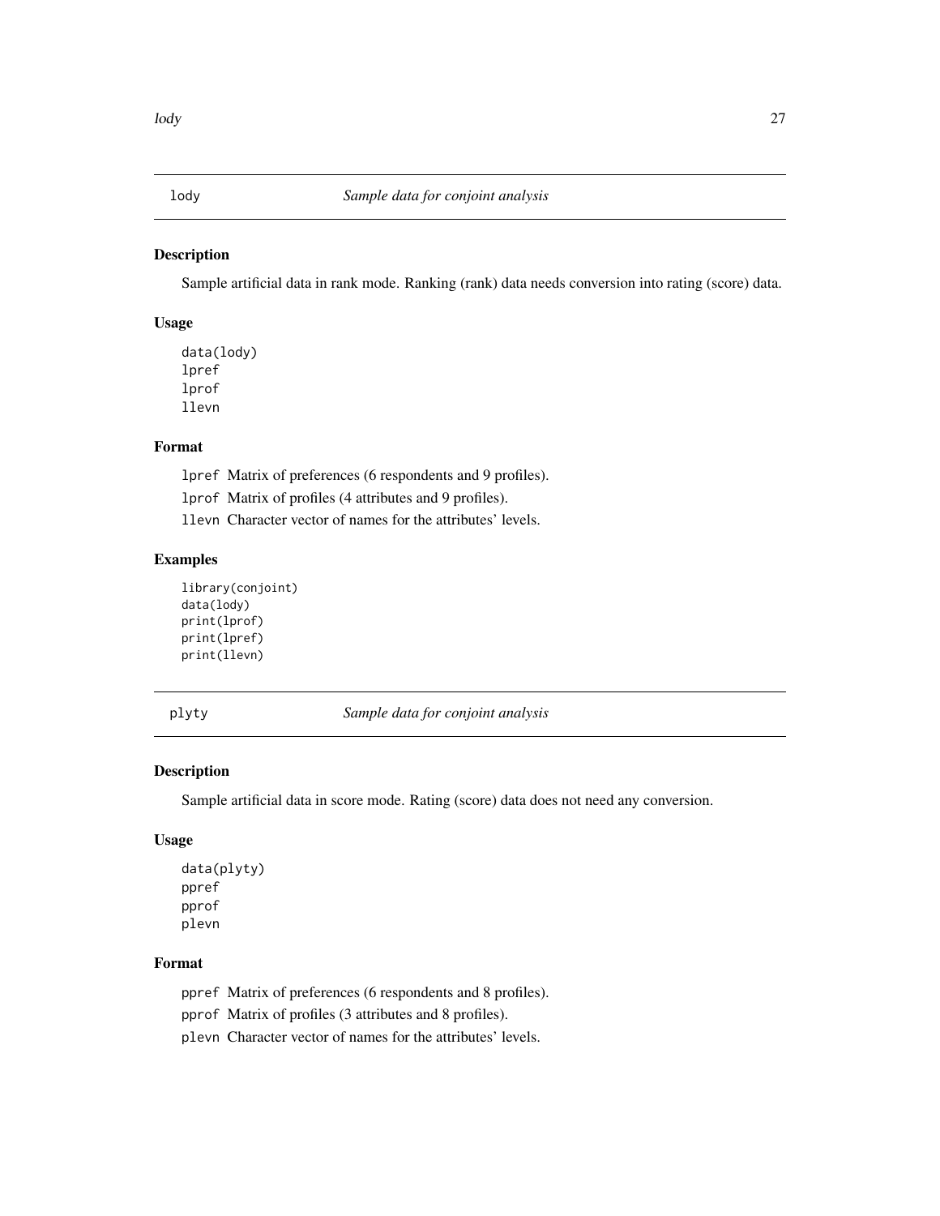## lody — *Sample data for conjoint analysis*

### Description

Sample artificial data in rank mode. Ranking (rank) data needs conversion into rating (score) data.

### Usage

```
data(lody)
lpref
lprof
llevn
```

### Format

- `lpref` Matrix of preferences (6 respondents and 9 profiles).
- `lprof` Matrix of profiles (4 attributes and 9 profiles).
- `llevn` Character vector of names for the attributes' levels.

### Examples

```
library(conjoint)
data(lody)
print(lprof)
print(lpref)
print(llevn)
```

## plyty — *Sample data for conjoint analysis*

### Description

Sample artificial data in score mode. Rating (score) data does not need any conversion.

### Usage

```
data(plyty)
ppref
pprof
plevn
```

### Format

- `ppref` Matrix of preferences (6 respondents and 8 profiles).
- `pprof` Matrix of profiles (3 attributes and 8 profiles).
- `plevn` Character vector of names for the attributes' levels.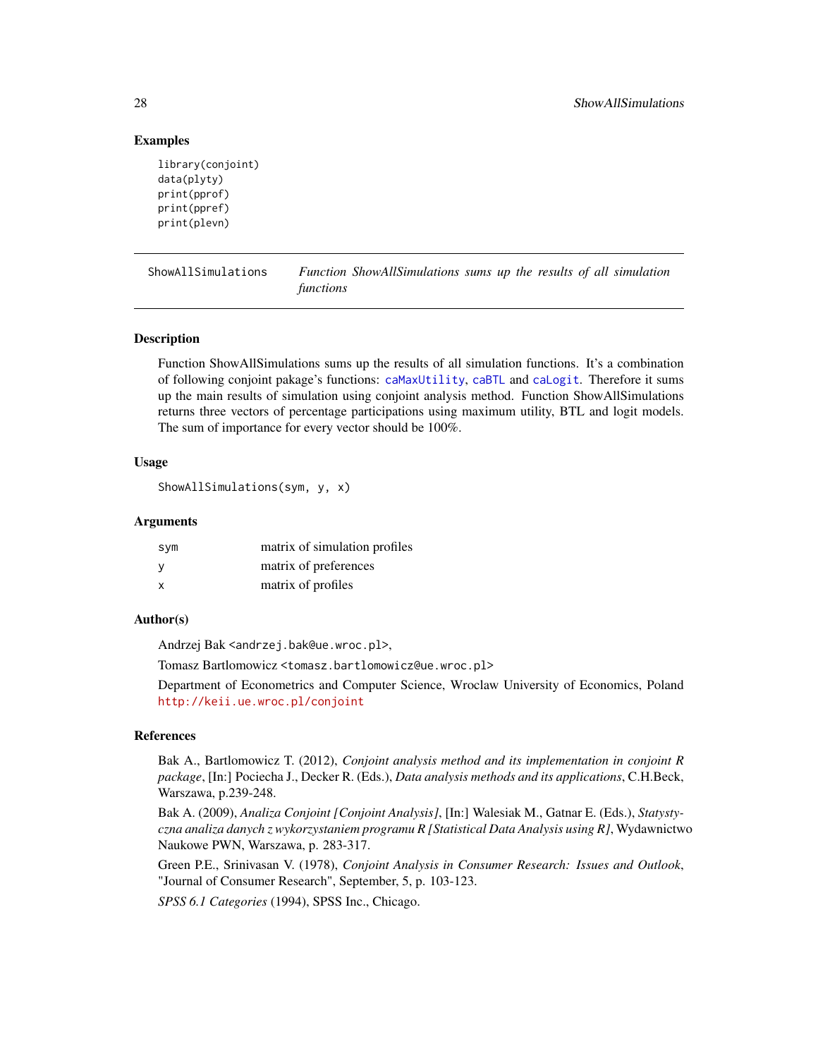## Examples

```
library(conjoint)
data(plyty)
print(pprof)
print(ppref)
print(plevn)
```

---

## ShowAllSimulations — *Function ShowAllSimulations sums up the results of all simulation functions*

---

### Description

Function ShowAllSimulations sums up the results of all simulation functions. It's a combination of following conjoint pakage's functions: caMaxUtility, caBTL and caLogit. Therefore it sums up the main results of simulation using conjoint analysis method. Function ShowAllSimulations returns three vectors of percentage participations using maximum utility, BTL and logit models. The sum of importance for every vector should be 100%.

### Usage

```
ShowAllSimulations(sym, y, x)
```

### Arguments

| | |
|---|---|
| sym | matrix of simulation profiles |
| y | matrix of preferences |
| x | matrix of profiles |

### Author(s)

Andrzej Bak <andrzej.bak@ue.wroc.pl>,

Tomasz Bartlomowicz <tomasz.bartlomowicz@ue.wroc.pl>

Department of Econometrics and Computer Science, Wroclaw University of Economics, Poland http://keii.ue.wroc.pl/conjoint

### References

Bak A., Bartlomowicz T. (2012), *Conjoint analysis method and its implementation in conjoint R package*, [In:] Pociecha J., Decker R. (Eds.), *Data analysis methods and its applications*, C.H.Beck, Warszawa, p.239-248.

Bak A. (2009), *Analiza Conjoint [Conjoint Analysis]*, [In:] Walesiak M., Gatnar E. (Eds.), *Statystyczna analiza danych z wykorzystaniem programu R [Statistical Data Analysis using R]*, Wydawnictwo Naukowe PWN, Warszawa, p. 283-317.

Green P.E., Srinivasan V. (1978), *Conjoint Analysis in Consumer Research: Issues and Outlook*, "Journal of Consumer Research", September, 5, p. 103-123.

*SPSS 6.1 Categories* (1994), SPSS Inc., Chicago.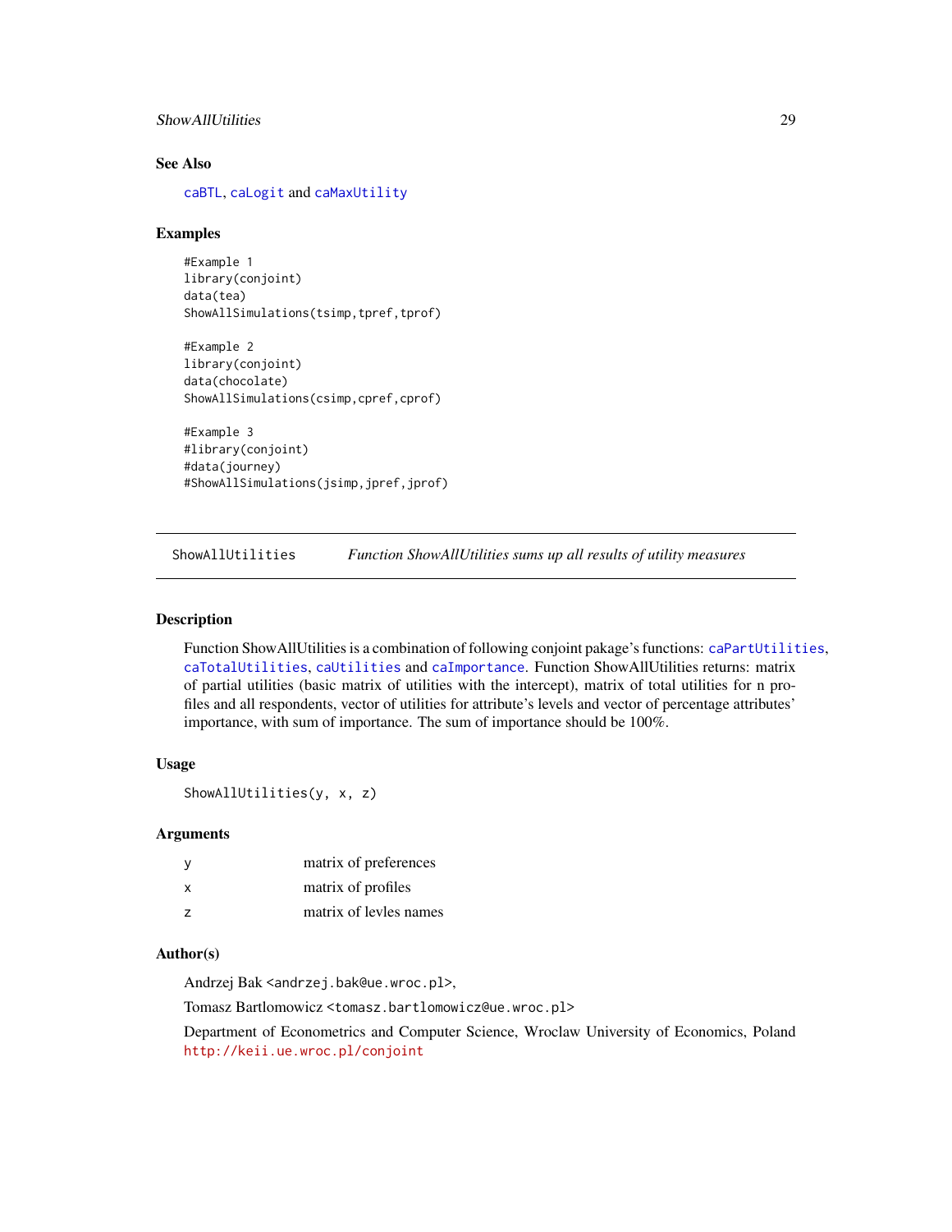### See Also

caBTL, caLogit and caMaxUtility

### Examples

```
#Example 1
library(conjoint)
data(tea)
ShowAllSimulations(tsimp,tpref,tprof)

#Example 2
library(conjoint)
data(chocolate)
ShowAllSimulations(csimp,cpref,cprof)

#Example 3
#library(conjoint)
#data(journey)
#ShowAllSimulations(jsimp,jpref,jprof)
```

---

## ShowAllUtilities *Function ShowAllUtilities sums up all results of utility measures*

### Description

Function ShowAllUtilities is a combination of following conjoint pakage's functions: caPartUtilities, caTotalUtilities, caUtilities and caImportance. Function ShowAllUtilities returns: matrix of partial utilities (basic matrix of utilities with the intercept), matrix of total utilities for n profiles and all respondents, vector of utilities for attribute's levels and vector of percentage attributes' importance, with sum of importance. The sum of importance should be 100%.

### Usage

```
ShowAllUtilities(y, x, z)
```

### Arguments

| | |
|---|---|
| y | matrix of preferences |
| x | matrix of profiles |
| z | matrix of levles names |

### Author(s)

Andrzej Bak <andrzej.bak@ue.wroc.pl>,

Tomasz Bartlomowicz <tomasz.bartlomowicz@ue.wroc.pl>

Department of Econometrics and Computer Science, Wroclaw University of Economics, Poland http://keii.ue.wroc.pl/conjoint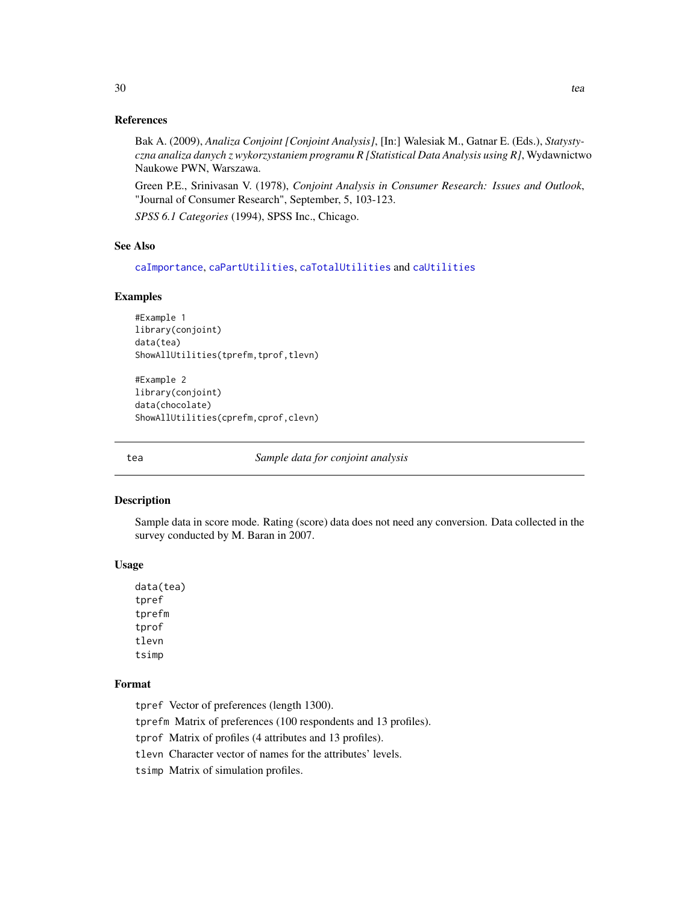### References

Bak A. (2009), *Analiza Conjoint [Conjoint Analysis]*, [In:] Walesiak M., Gatnar E. (Eds.), *Statystyczna analiza danych z wykorzystaniem programu R [Statistical Data Analysis using R]*, Wydawnictwo Naukowe PWN, Warszawa.

Green P.E., Srinivasan V. (1978), *Conjoint Analysis in Consumer Research: Issues and Outlook*, "Journal of Consumer Research", September, 5, 103-123.

*SPSS 6.1 Categories* (1994), SPSS Inc., Chicago.

### See Also

`caImportance`, `caPartUtilities`, `caTotalUtilities` and `caUtilities`

### Examples

```
#Example 1
library(conjoint)
data(tea)
ShowAllUtilities(tprefm,tprof,tlevn)

#Example 2
library(conjoint)
data(chocolate)
ShowAllUtilities(cprefm,cprof,clevn)
```

---

## tea — *Sample data for conjoint analysis*

---

### Description

Sample data in score mode. Rating (score) data does not need any conversion. Data collected in the survey conducted by M. Baran in 2007.

### Usage

```
data(tea)
tpref
tprefm
tprof
tlevn
tsimp
```

### Format

`tpref` Vector of preferences (length 1300).

`tprefm` Matrix of preferences (100 respondents and 13 profiles).

`tprof` Matrix of profiles (4 attributes and 13 profiles).

`tlevn` Character vector of names for the attributes' levels.

`tsimp` Matrix of simulation profiles.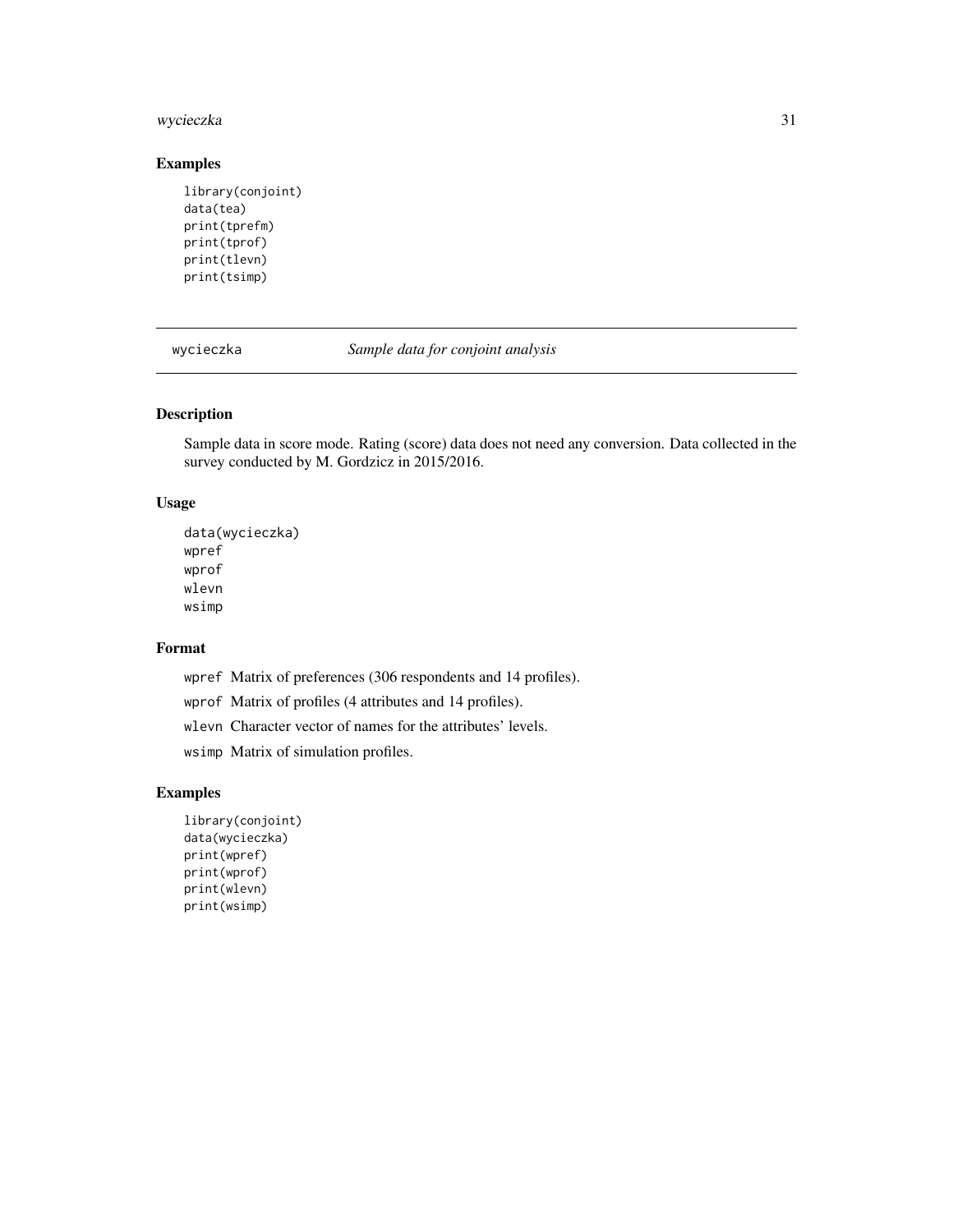## Examples

```
library(conjoint)
data(tea)
print(tprefm)
print(tprof)
print(tlevn)
print(tsimp)
```

---

wycieczka *Sample data for conjoint analysis*

---

## Description

Sample data in score mode. Rating (score) data does not need any conversion. Data collected in the survey conducted by M. Gordzicz in 2015/2016.

## Usage

```
data(wycieczka)
wpref
wprof
wlevn
wsimp
```

## Format

`wpref` Matrix of preferences (306 respondents and 14 profiles).

`wprof` Matrix of profiles (4 attributes and 14 profiles).

`wlevn` Character vector of names for the attributes' levels.

`wsimp` Matrix of simulation profiles.

## Examples

```
library(conjoint)
data(wycieczka)
print(wpref)
print(wprof)
print(wlevn)
print(wsimp)
```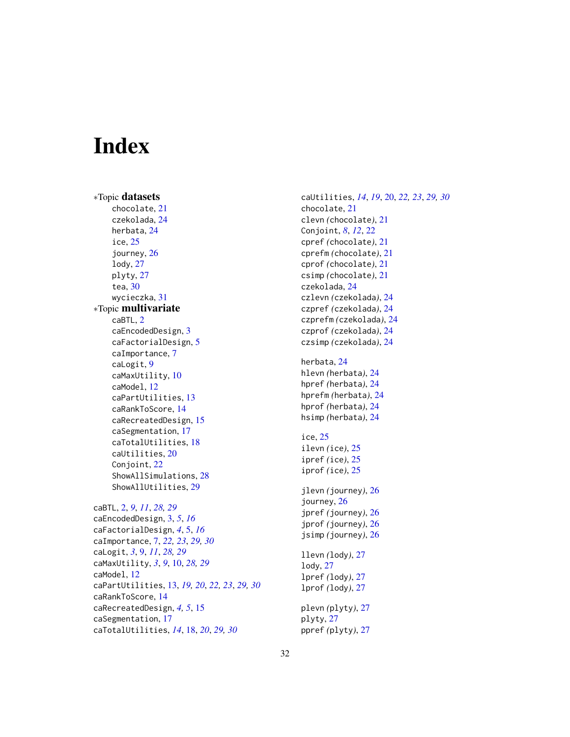# Index

*Topic **datasets**

- chocolate, 21
- czekolada, 24
- herbata, 24
- ice, 25
- journey, 26
- lody, 27
- plyty, 27
- tea, 30
- wycieczka, 31

*Topic **multivariate**

- caBTL, 2
- caEncodedDesign, 3
- caFactorialDesign, 5
- caImportance, 7
- caLogit, 9
- caMaxUtility, 10
- caModel, 12
- caPartUtilities, 13
- caRankToScore, 14
- caRecreatedDesign, 15
- caSegmentation, 17
- caTotalUtilities, 18
- caUtilities, 20
- Conjoint, 22
- ShowAllSimulations, 28
- ShowAllUtilities, 29

caBTL, 2, *9*, *11*, *28*, *29*
caEncodedDesign, 3, *5*, *16*
caFactorialDesign, *4*, 5, *16*
caImportance, 7, *22*, *23*, *29*, *30*
caLogit, *3*, 9, *11*, *28*, *29*
caMaxUtility, *3*, *9*, 10, *28*, *29*
caModel, 12
caPartUtilities, 13, *19*, *20*, *22*, *23*, *29*, *30*
caRankToScore, 14
caRecreatedDesign, *4*, *5*, 15
caSegmentation, 17
caTotalUtilities, *14*, 18, *20*, *29*, *30*
caUtilities, *14*, *19*, 20, *22*, *23*, *29*, *30*
chocolate, 21
clevn *(chocolate)*, 21
Conjoint, *8*, *12*, 22
cpref *(chocolate)*, 21
cprefm *(chocolate)*, 21
cprof *(chocolate)*, 21
csimp *(chocolate)*, 21
czekolada, 24
czlevn *(czekolada)*, 24
czpref *(czekolada)*, 24
czprefm *(czekolada)*, 24
czprof *(czekolada)*, 24
czsimp *(czekolada)*, 24

herbata, 24
hlevn *(herbata)*, 24
hpref *(herbata)*, 24
hprefm *(herbata)*, 24
hprof *(herbata)*, 24
hsimp *(herbata)*, 24

ice, 25
ilevn *(ice)*, 25
ipref *(ice)*, 25
iprof *(ice)*, 25

jlevn *(journey)*, 26
journey, 26
jpref *(journey)*, 26
jprof *(journey)*, 26
jsimp *(journey)*, 26

llevn *(lody)*, 27
lody, 27
lpref *(lody)*, 27
lprof *(lody)*, 27

plevn *(plyty)*, 27
plyty, 27
ppref *(plyty)*, 27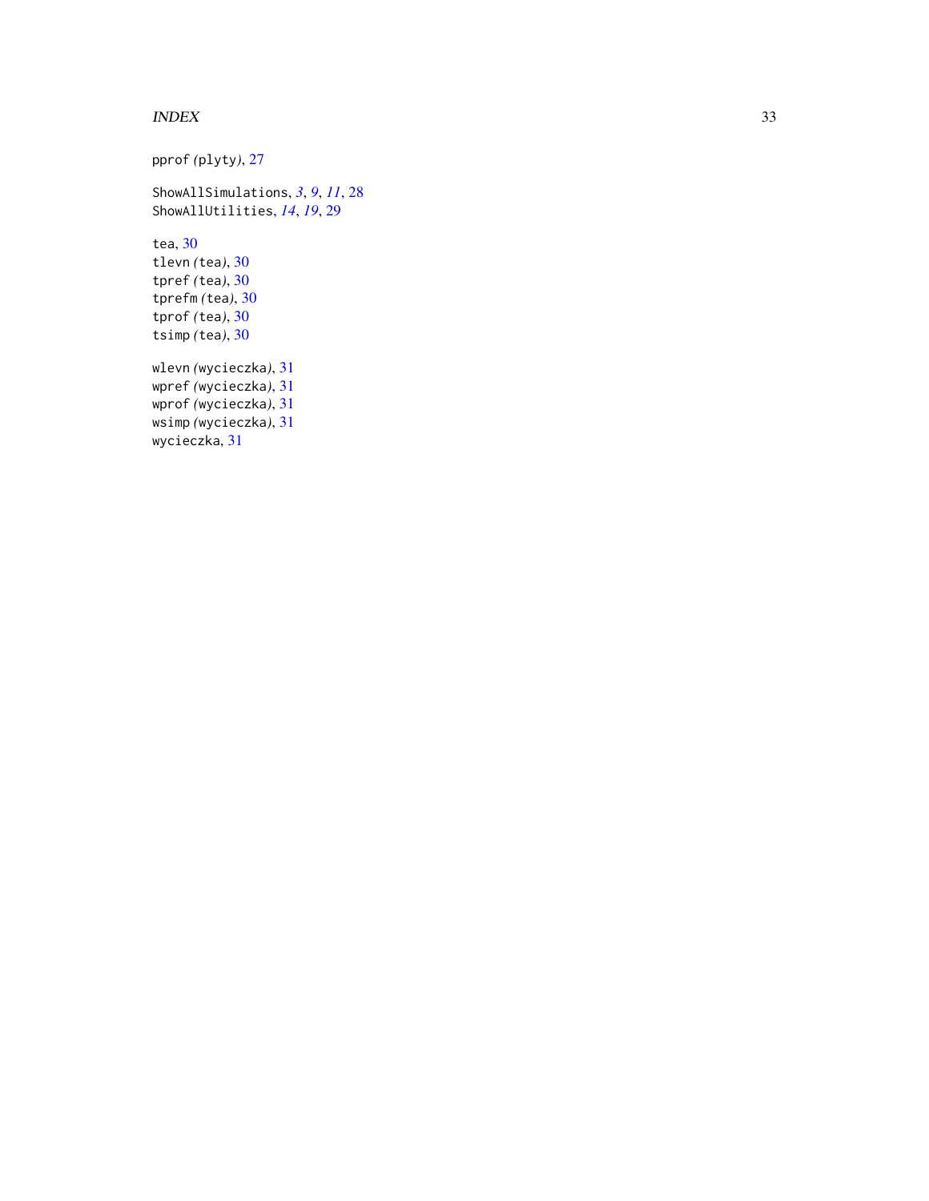pprof *(*plyty*)*, 27

ShowAllSimulations, *3*, *9*, *11*, 28
ShowAllUtilities, *14*, *19*, 29

tea, 30
tlevn *(*tea*)*, 30
tpref *(*tea*)*, 30
tprefm *(*tea*)*, 30
tprof *(*tea*)*, 30
tsimp *(*tea*)*, 30

wlevn *(*wycieczka*)*, 31
wpref *(*wycieczka*)*, 31
wprof *(*wycieczka*)*, 31
wsimp *(*wycieczka*)*, 31
wycieczka, 31